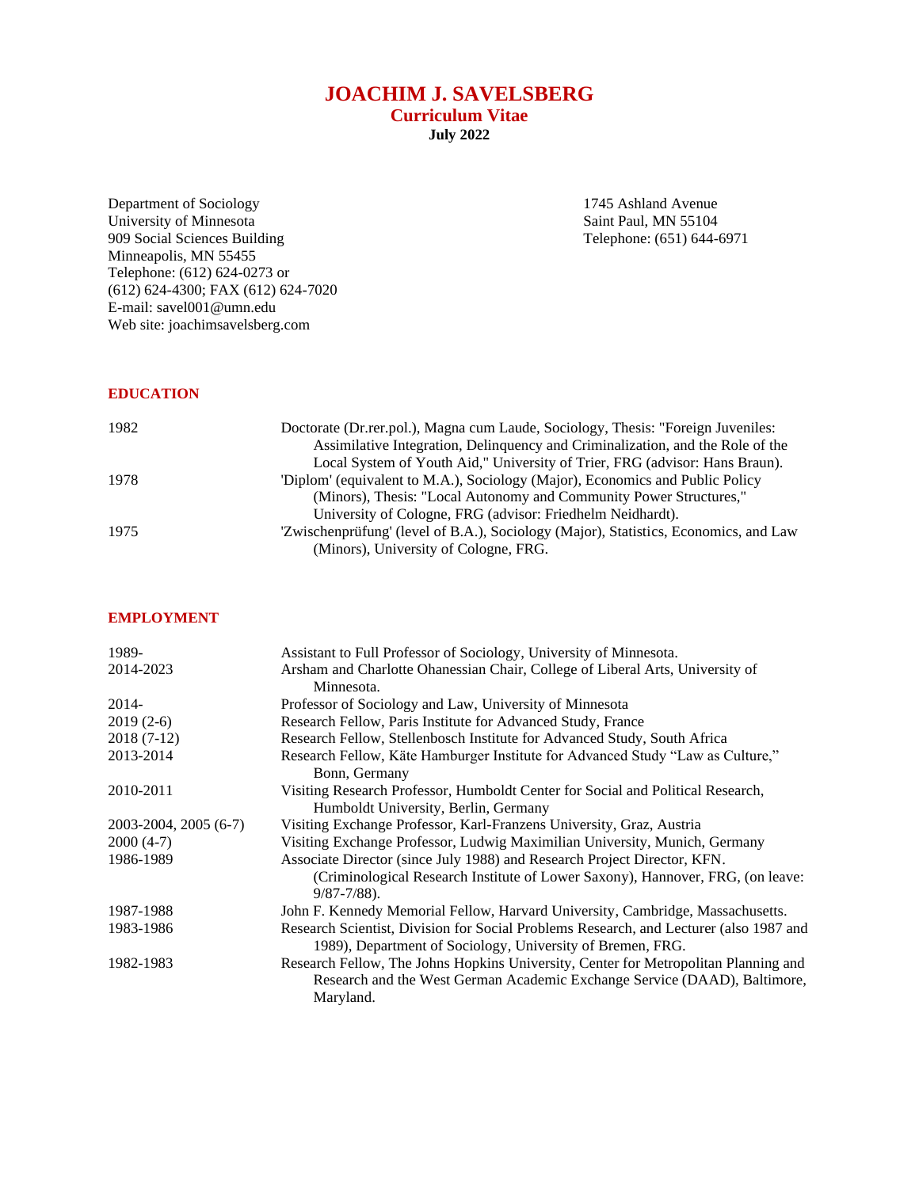# JOACHIM J. SAVELSBERG

## Curriculum Vitae

**July 2022**

Department of Sociology
University of Minnesota
909 Social Sciences Building
Minneapolis, MN 55455
Telephone: (612) 624-0273 or
(612) 624-4300; FAX (612) 624-7020
E-mail: savel001@umn.edu
Web site: joachimsavelsberg.com

1745 Ashland Avenue
Saint Paul, MN 55104
Telephone: (651) 644-6971

## EDUCATION

| | |
|---|---|
| 1982 | Doctorate (Dr.rer.pol.), Magna cum Laude, Sociology, Thesis: "Foreign Juveniles: Assimilative Integration, Delinquency and Criminalization, and the Role of the Local System of Youth Aid," University of Trier, FRG (advisor: Hans Braun). |
| 1978 | 'Diplom' (equivalent to M.A.), Sociology (Major), Economics and Public Policy (Minors), Thesis: "Local Autonomy and Community Power Structures," University of Cologne, FRG (advisor: Friedhelm Neidhardt). |
| 1975 | 'Zwischenprüfung' (level of B.A.), Sociology (Major), Statistics, Economics, and Law (Minors), University of Cologne, FRG. |

## EMPLOYMENT

| | |
|---|---|
| 1989- | Assistant to Full Professor of Sociology, University of Minnesota. |
| 2014-2023 | Arsham and Charlotte Ohanessian Chair, College of Liberal Arts, University of Minnesota. |
| 2014- | Professor of Sociology and Law, University of Minnesota |
| 2019 (2-6) | Research Fellow, Paris Institute for Advanced Study, France |
| 2018 (7-12) | Research Fellow, Stellenbosch Institute for Advanced Study, South Africa |
| 2013-2014 | Research Fellow, Käte Hamburger Institute for Advanced Study "Law as Culture," Bonn, Germany |
| 2010-2011 | Visiting Research Professor, Humboldt Center for Social and Political Research, Humboldt University, Berlin, Germany |
| 2003-2004, 2005 (6-7) | Visiting Exchange Professor, Karl-Franzens University, Graz, Austria |
| 2000 (4-7) | Visiting Exchange Professor, Ludwig Maximilian University, Munich, Germany |
| 1986-1989 | Associate Director (since July 1988) and Research Project Director, KFN. (Criminological Research Institute of Lower Saxony), Hannover, FRG, (on leave: 9/87-7/88). |
| 1987-1988 | John F. Kennedy Memorial Fellow, Harvard University, Cambridge, Massachusetts. |
| 1983-1986 | Research Scientist, Division for Social Problems Research, and Lecturer (also 1987 and 1989), Department of Sociology, University of Bremen, FRG. |
| 1982-1983 | Research Fellow, The Johns Hopkins University, Center for Metropolitan Planning and Research and the West German Academic Exchange Service (DAAD), Baltimore, Maryland. |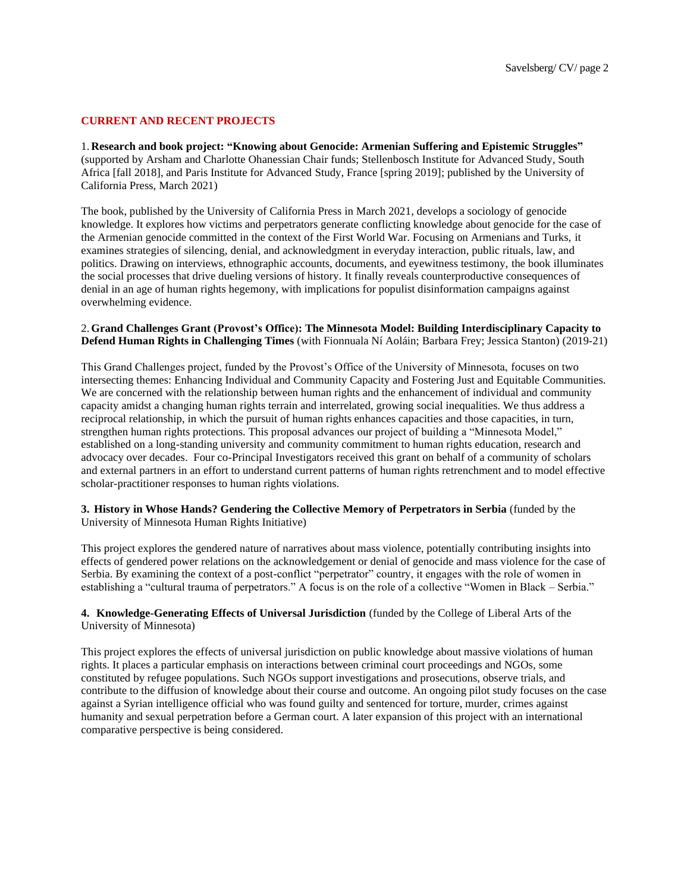## CURRENT AND RECENT PROJECTS

1. **Research and book project: "Knowing about Genocide: Armenian Suffering and Epistemic Struggles"** (supported by Arsham and Charlotte Ohanessian Chair funds; Stellenbosch Institute for Advanced Study, South Africa [fall 2018], and Paris Institute for Advanced Study, France [spring 2019]; published by the University of California Press, March 2021)

The book, published by the University of California Press in March 2021, develops a sociology of genocide knowledge. It explores how victims and perpetrators generate conflicting knowledge about genocide for the case of the Armenian genocide committed in the context of the First World War. Focusing on Armenians and Turks, it examines strategies of silencing, denial, and acknowledgment in everyday interaction, public rituals, law, and politics. Drawing on interviews, ethnographic accounts, documents, and eyewitness testimony, the book illuminates the social processes that drive dueling versions of history. It finally reveals counterproductive consequences of denial in an age of human rights hegemony, with implications for populist disinformation campaigns against overwhelming evidence.

2. **Grand Challenges Grant (Provost's Office): The Minnesota Model: Building Interdisciplinary Capacity to Defend Human Rights in Challenging Times** (with Fionnuala Ní Aoláin; Barbara Frey; Jessica Stanton) (2019-21)

This Grand Challenges project, funded by the Provost's Office of the University of Minnesota, focuses on two intersecting themes: Enhancing Individual and Community Capacity and Fostering Just and Equitable Communities. We are concerned with the relationship between human rights and the enhancement of individual and community capacity amidst a changing human rights terrain and interrelated, growing social inequalities. We thus address a reciprocal relationship, in which the pursuit of human rights enhances capacities and those capacities, in turn, strengthen human rights protections. This proposal advances our project of building a "Minnesota Model," established on a long-standing university and community commitment to human rights education, research and advocacy over decades. Four co-Principal Investigators received this grant on behalf of a community of scholars and external partners in an effort to understand current patterns of human rights retrenchment and to model effective scholar-practitioner responses to human rights violations.

3. **History in Whose Hands? Gendering the Collective Memory of Perpetrators in Serbia** (funded by the University of Minnesota Human Rights Initiative)

This project explores the gendered nature of narratives about mass violence, potentially contributing insights into effects of gendered power relations on the acknowledgement or denial of genocide and mass violence for the case of Serbia. By examining the context of a post-conflict "perpetrator" country, it engages with the role of women in establishing a "cultural trauma of perpetrators." A focus is on the role of a collective "Women in Black – Serbia."

4. **Knowledge-Generating Effects of Universal Jurisdiction** (funded by the College of Liberal Arts of the University of Minnesota)

This project explores the effects of universal jurisdiction on public knowledge about massive violations of human rights. It places a particular emphasis on interactions between criminal court proceedings and NGOs, some constituted by refugee populations. Such NGOs support investigations and prosecutions, observe trials, and contribute to the diffusion of knowledge about their course and outcome. An ongoing pilot study focuses on the case against a Syrian intelligence official who was found guilty and sentenced for torture, murder, crimes against humanity and sexual perpetration before a German court. A later expansion of this project with an international comparative perspective is being considered.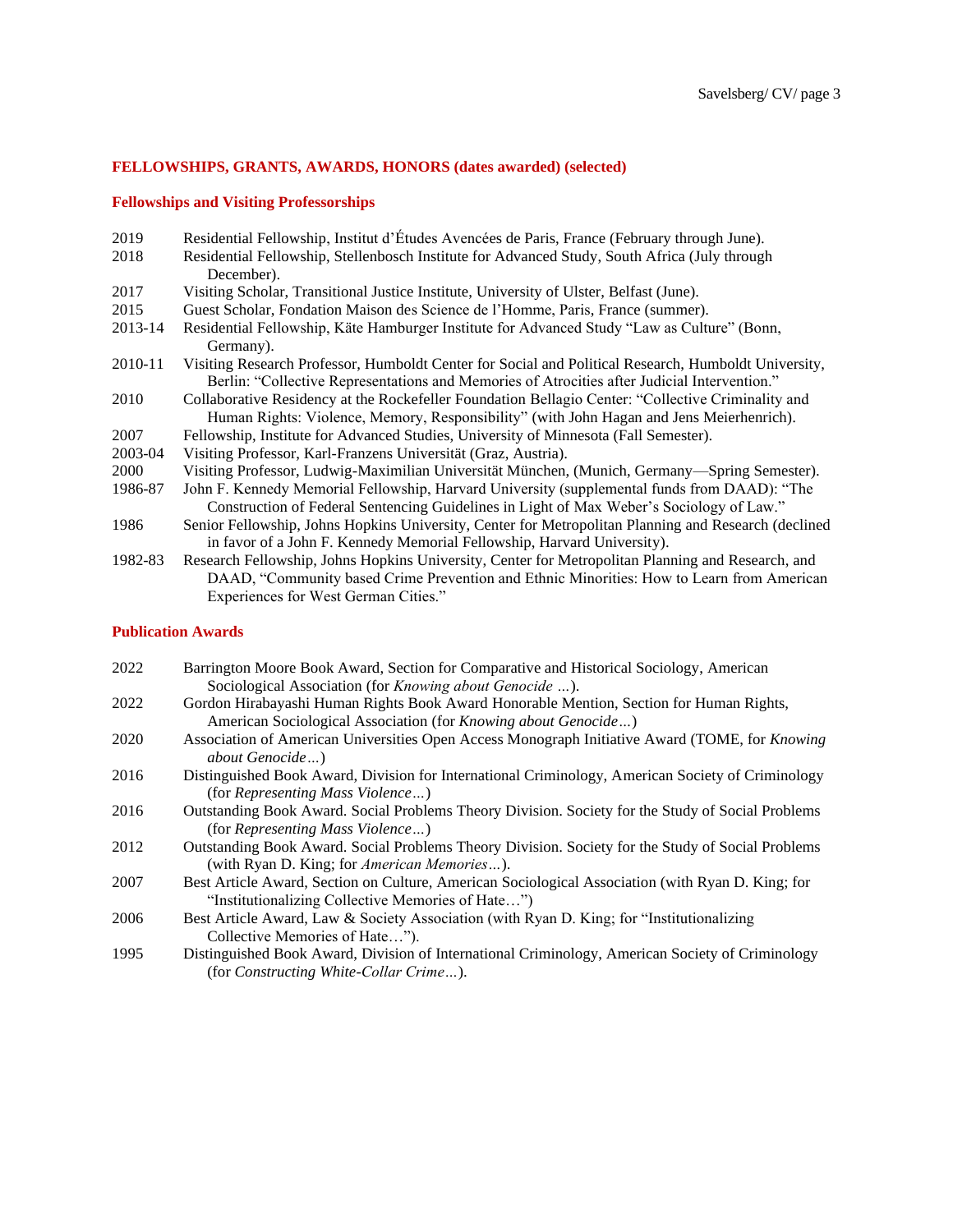## FELLOWSHIPS, GRANTS, AWARDS, HONORS (dates awarded) (selected)

### Fellowships and Visiting Professorships

2019 Residential Fellowship, Institut d'Études Avencées de Paris, France (February through June).

2018 Residential Fellowship, Stellenbosch Institute for Advanced Study, South Africa (July through December).

2017 Visiting Scholar, Transitional Justice Institute, University of Ulster, Belfast (June).

2015 Guest Scholar, Fondation Maison des Science de l'Homme, Paris, France (summer).

2013-14 Residential Fellowship, Käte Hamburger Institute for Advanced Study "Law as Culture" (Bonn, Germany).

2010-11 Visiting Research Professor, Humboldt Center for Social and Political Research, Humboldt University, Berlin: "Collective Representations and Memories of Atrocities after Judicial Intervention."

2010 Collaborative Residency at the Rockefeller Foundation Bellagio Center: "Collective Criminality and Human Rights: Violence, Memory, Responsibility" (with John Hagan and Jens Meierhenrich).

2007 Fellowship, Institute for Advanced Studies, University of Minnesota (Fall Semester).

2003-04 Visiting Professor, Karl-Franzens Universität (Graz, Austria).

2000 Visiting Professor, Ludwig-Maximilian Universität München, (Munich, Germany—Spring Semester).

1986-87 John F. Kennedy Memorial Fellowship, Harvard University (supplemental funds from DAAD): "The Construction of Federal Sentencing Guidelines in Light of Max Weber's Sociology of Law."

1986 Senior Fellowship, Johns Hopkins University, Center for Metropolitan Planning and Research (declined in favor of a John F. Kennedy Memorial Fellowship, Harvard University).

1982-83 Research Fellowship, Johns Hopkins University, Center for Metropolitan Planning and Research, and DAAD, "Community based Crime Prevention and Ethnic Minorities: How to Learn from American Experiences for West German Cities."

### Publication Awards

2022 Barrington Moore Book Award, Section for Comparative and Historical Sociology, American Sociological Association (for *Knowing about Genocide ...*).

2022 Gordon Hirabayashi Human Rights Book Award Honorable Mention, Section for Human Rights, American Sociological Association (for *Knowing about Genocide…*)

2020 Association of American Universities Open Access Monograph Initiative Award (TOME, for *Knowing about Genocide…*)

2016 Distinguished Book Award, Division for International Criminology, American Society of Criminology (for *Representing Mass Violence…*)

2016 Outstanding Book Award. Social Problems Theory Division. Society for the Study of Social Problems (for *Representing Mass Violence…*)

2012 Outstanding Book Award. Social Problems Theory Division. Society for the Study of Social Problems (with Ryan D. King; for *American Memories…*).

2007 Best Article Award, Section on Culture, American Sociological Association (with Ryan D. King; for "Institutionalizing Collective Memories of Hate…")

2006 Best Article Award, Law & Society Association (with Ryan D. King; for "Institutionalizing Collective Memories of Hate…").

1995 Distinguished Book Award, Division of International Criminology, American Society of Criminology (for *Constructing White-Collar Crime…*).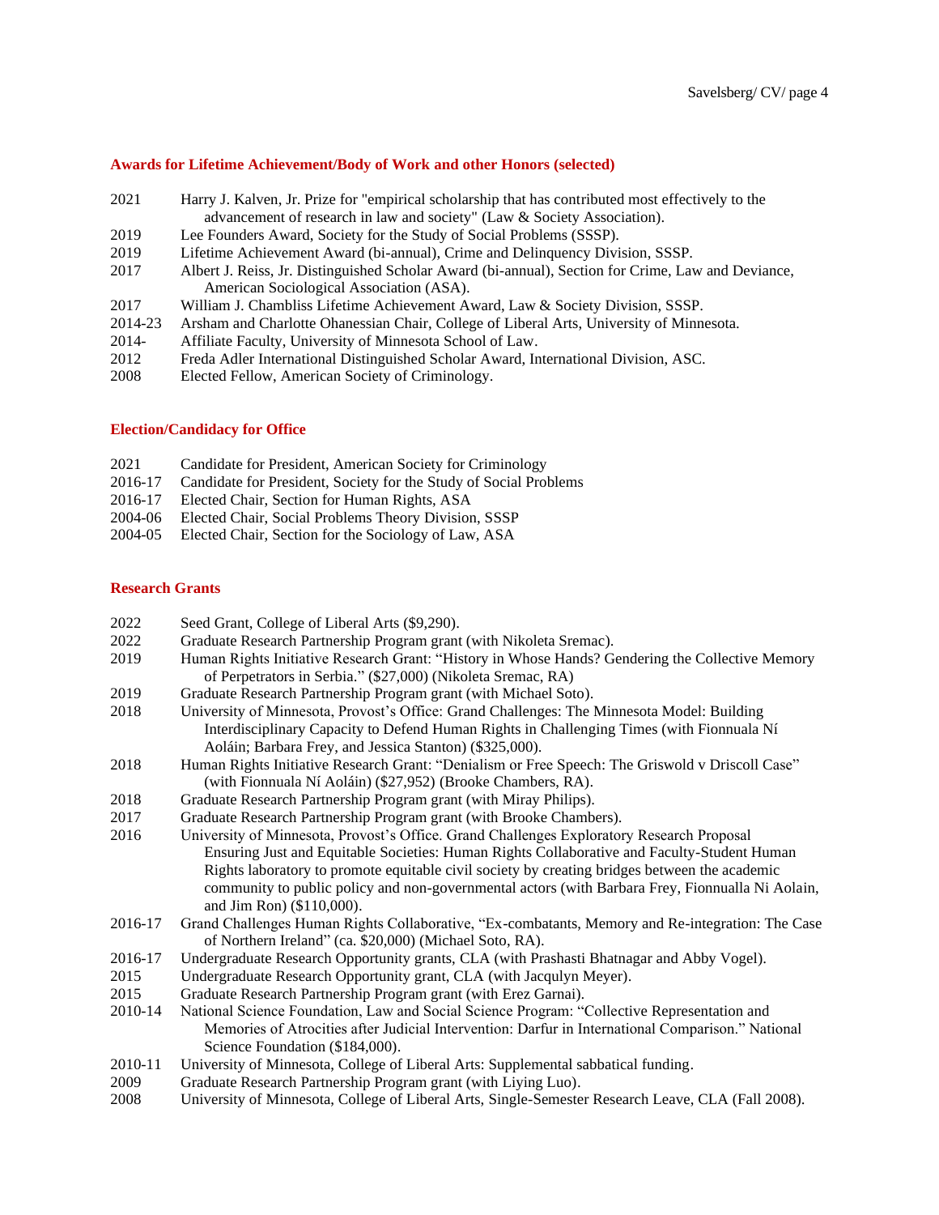### Awards for Lifetime Achievement/Body of Work and other Honors (selected)

2021 Harry J. Kalven, Jr. Prize for "empirical scholarship that has contributed most effectively to the advancement of research in law and society" (Law & Society Association).
2019 Lee Founders Award, Society for the Study of Social Problems (SSSP).
2019 Lifetime Achievement Award (bi-annual), Crime and Delinquency Division, SSSP.
2017 Albert J. Reiss, Jr. Distinguished Scholar Award (bi-annual), Section for Crime, Law and Deviance, American Sociological Association (ASA).
2017 William J. Chambliss Lifetime Achievement Award, Law & Society Division, SSSP.
2014-23 Arsham and Charlotte Ohanessian Chair, College of Liberal Arts, University of Minnesota.
2014- Affiliate Faculty, University of Minnesota School of Law.
2012 Freda Adler International Distinguished Scholar Award, International Division, ASC.
2008 Elected Fellow, American Society of Criminology.

### Election/Candidacy for Office

2021 Candidate for President, American Society for Criminology
2016-17 Candidate for President, Society for the Study of Social Problems
2016-17 Elected Chair, Section for Human Rights, ASA
2004-06 Elected Chair, Social Problems Theory Division, SSSP
2004-05 Elected Chair, Section for the Sociology of Law, ASA

### Research Grants

2022 Seed Grant, College of Liberal Arts ($9,290).
2022 Graduate Research Partnership Program grant (with Nikoleta Sremac).
2019 Human Rights Initiative Research Grant: "History in Whose Hands? Gendering the Collective Memory of Perpetrators in Serbia." ($27,000) (Nikoleta Sremac, RA)
2019 Graduate Research Partnership Program grant (with Michael Soto).
2018 University of Minnesota, Provost's Office: Grand Challenges: The Minnesota Model: Building Interdisciplinary Capacity to Defend Human Rights in Challenging Times (with Fionnuala Ní Aoláin; Barbara Frey, and Jessica Stanton) ($325,000).
2018 Human Rights Initiative Research Grant: "Denialism or Free Speech: The Griswold v Driscoll Case" (with Fionnuala Ní Aoláin) ($27,952) (Brooke Chambers, RA).
2018 Graduate Research Partnership Program grant (with Miray Philips).
2017 Graduate Research Partnership Program grant (with Brooke Chambers).
2016 University of Minnesota, Provost's Office. Grand Challenges Exploratory Research Proposal Ensuring Just and Equitable Societies: Human Rights Collaborative and Faculty-Student Human Rights laboratory to promote equitable civil society by creating bridges between the academic community to public policy and non-governmental actors (with Barbara Frey, Fionnualla Ni Aolain, and Jim Ron) ($110,000).
2016-17 Grand Challenges Human Rights Collaborative, "Ex-combatants, Memory and Re-integration: The Case of Northern Ireland" (ca. $20,000) (Michael Soto, RA).
2016-17 Undergraduate Research Opportunity grants, CLA (with Prashasti Bhatnagar and Abby Vogel).
2015 Undergraduate Research Opportunity grant, CLA (with Jacqulyn Meyer).
2015 Graduate Research Partnership Program grant (with Erez Garnai).
2010-14 National Science Foundation, Law and Social Science Program: "Collective Representation and Memories of Atrocities after Judicial Intervention: Darfur in International Comparison." National Science Foundation ($184,000).
2010-11 University of Minnesota, College of Liberal Arts: Supplemental sabbatical funding.
2009 Graduate Research Partnership Program grant (with Liying Luo).
2008 University of Minnesota, College of Liberal Arts, Single-Semester Research Leave, CLA (Fall 2008).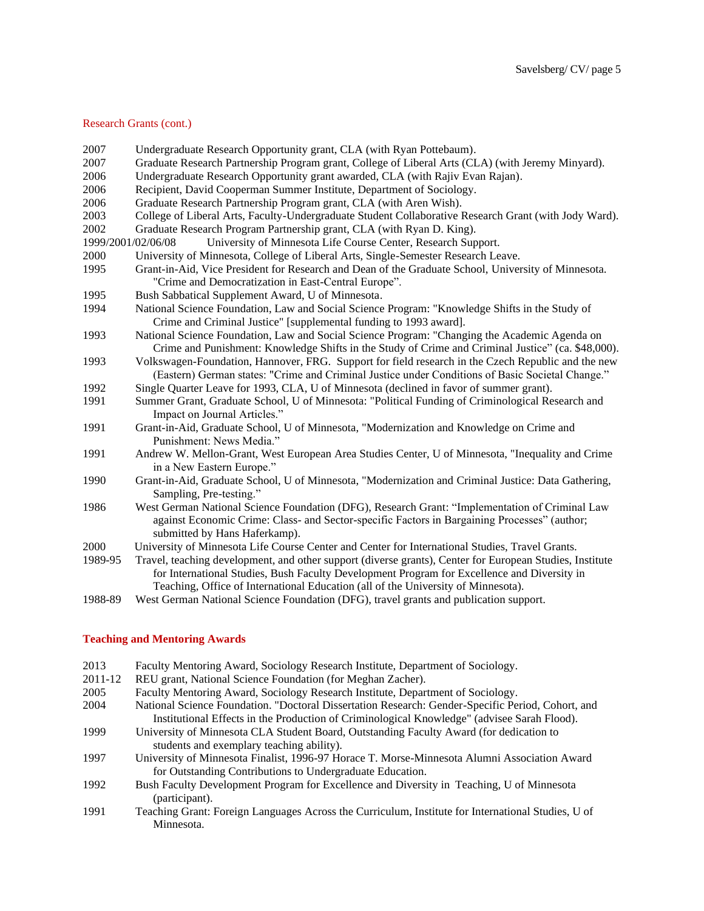## Research Grants (cont.)

2007 Undergraduate Research Opportunity grant, CLA (with Ryan Pottebaum).
2007 Graduate Research Partnership Program grant, College of Liberal Arts (CLA) (with Jeremy Minyard).
2006 Undergraduate Research Opportunity grant awarded, CLA (with Rajiv Evan Rajan).
2006 Recipient, David Cooperman Summer Institute, Department of Sociology.
2006 Graduate Research Partnership Program grant, CLA (with Aren Wish).
2003 College of Liberal Arts, Faculty-Undergraduate Student Collaborative Research Grant (with Jody Ward).
2002 Graduate Research Program Partnership grant, CLA (with Ryan D. King).
1999/2001/02/06/08 University of Minnesota Life Course Center, Research Support.
2000 University of Minnesota, College of Liberal Arts, Single-Semester Research Leave.
1995 Grant-in-Aid, Vice President for Research and Dean of the Graduate School, University of Minnesota. "Crime and Democratization in East-Central Europe".
1995 Bush Sabbatical Supplement Award, U of Minnesota.
1994 National Science Foundation, Law and Social Science Program: "Knowledge Shifts in the Study of Crime and Criminal Justice" [supplemental funding to 1993 award].
1993 National Science Foundation, Law and Social Science Program: "Changing the Academic Agenda on Crime and Punishment: Knowledge Shifts in the Study of Crime and Criminal Justice" (ca. $48,000).
1993 Volkswagen-Foundation, Hannover, FRG. Support for field research in the Czech Republic and the new (Eastern) German states: "Crime and Criminal Justice under Conditions of Basic Societal Change."
1992 Single Quarter Leave for 1993, CLA, U of Minnesota (declined in favor of summer grant).
1991 Summer Grant, Graduate School, U of Minnesota: "Political Funding of Criminological Research and Impact on Journal Articles."
1991 Grant-in-Aid, Graduate School, U of Minnesota, "Modernization and Knowledge on Crime and Punishment: News Media."
1991 Andrew W. Mellon-Grant, West European Area Studies Center, U of Minnesota, "Inequality and Crime in a New Eastern Europe."
1990 Grant-in-Aid, Graduate School, U of Minnesota, "Modernization and Criminal Justice: Data Gathering, Sampling, Pre-testing."
1986 West German National Science Foundation (DFG), Research Grant: "Implementation of Criminal Law against Economic Crime: Class- and Sector-specific Factors in Bargaining Processes" (author; submitted by Hans Haferkamp).
2000 University of Minnesota Life Course Center and Center for International Studies, Travel Grants.
1989-95 Travel, teaching development, and other support (diverse grants), Center for European Studies, Institute for International Studies, Bush Faculty Development Program for Excellence and Diversity in Teaching, Office of International Education (all of the University of Minnesota).
1988-89 West German National Science Foundation (DFG), travel grants and publication support.

## Teaching and Mentoring Awards

2013 Faculty Mentoring Award, Sociology Research Institute, Department of Sociology.
2011-12 REU grant, National Science Foundation (for Meghan Zacher).
2005 Faculty Mentoring Award, Sociology Research Institute, Department of Sociology.
2004 National Science Foundation. "Doctoral Dissertation Research: Gender-Specific Period, Cohort, and Institutional Effects in the Production of Criminological Knowledge" (advisee Sarah Flood).
1999 University of Minnesota CLA Student Board, Outstanding Faculty Award (for dedication to students and exemplary teaching ability).
1997 University of Minnesota Finalist, 1996-97 Horace T. Morse-Minnesota Alumni Association Award for Outstanding Contributions to Undergraduate Education.
1992 Bush Faculty Development Program for Excellence and Diversity in Teaching, U of Minnesota (participant).
1991 Teaching Grant: Foreign Languages Across the Curriculum, Institute for International Studies, U of Minnesota.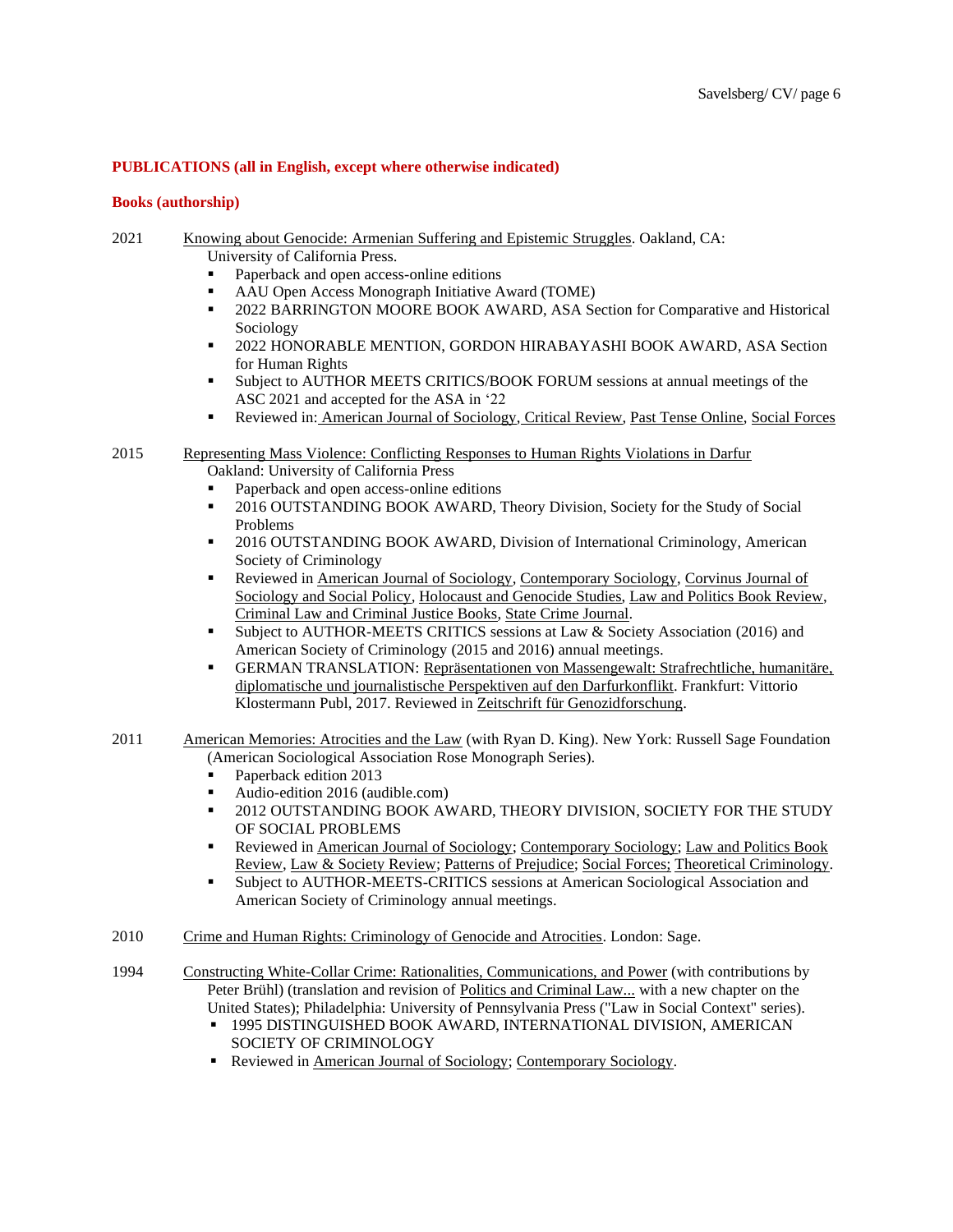## PUBLICATIONS (all in English, except where otherwise indicated)

### Books (authorship)

2021 Knowing about Genocide: Armenian Suffering and Epistemic Struggles. Oakland, CA: University of California Press.

- Paperback and open access-online editions
- AAU Open Access Monograph Initiative Award (TOME)
- 2022 BARRINGTON MOORE BOOK AWARD, ASA Section for Comparative and Historical Sociology
- 2022 HONORABLE MENTION, GORDON HIRABAYASHI BOOK AWARD, ASA Section for Human Rights
- Subject to AUTHOR MEETS CRITICS/BOOK FORUM sessions at annual meetings of the ASC 2021 and accepted for the ASA in '22
- Reviewed in: American Journal of Sociology, Critical Review, Past Tense Online, Social Forces

2015 Representing Mass Violence: Conflicting Responses to Human Rights Violations in Darfur Oakland: University of California Press

- Paperback and open access-online editions
- 2016 OUTSTANDING BOOK AWARD, Theory Division, Society for the Study of Social Problems
- 2016 OUTSTANDING BOOK AWARD, Division of International Criminology, American Society of Criminology
- Reviewed in American Journal of Sociology, Contemporary Sociology, Corvinus Journal of Sociology and Social Policy, Holocaust and Genocide Studies, Law and Politics Book Review, Criminal Law and Criminal Justice Books, State Crime Journal.
- Subject to AUTHOR-MEETS CRITICS sessions at Law & Society Association (2016) and American Society of Criminology (2015 and 2016) annual meetings.
- GERMAN TRANSLATION: Repräsentationen von Massengewalt: Strafrechtliche, humanitäre, diplomatische und journalistische Perspektiven auf den Darfurkonflikt. Frankfurt: Vittorio Klostermann Publ, 2017. Reviewed in Zeitschrift für Genozidforschung.

2011 American Memories: Atrocities and the Law (with Ryan D. King). New York: Russell Sage Foundation (American Sociological Association Rose Monograph Series).

- Paperback edition 2013
- Audio-edition 2016 (audible.com)
- 2012 OUTSTANDING BOOK AWARD, THEORY DIVISION, SOCIETY FOR THE STUDY OF SOCIAL PROBLEMS
- Reviewed in American Journal of Sociology; Contemporary Sociology; Law and Politics Book Review, Law & Society Review; Patterns of Prejudice; Social Forces; Theoretical Criminology.
- Subject to AUTHOR-MEETS-CRITICS sessions at American Sociological Association and American Society of Criminology annual meetings.

2010 Crime and Human Rights: Criminology of Genocide and Atrocities. London: Sage.

1994 Constructing White-Collar Crime: Rationalities, Communications, and Power (with contributions by Peter Brühl) (translation and revision of Politics and Criminal Law... with a new chapter on the United States); Philadelphia: University of Pennsylvania Press ("Law in Social Context" series).

- 1995 DISTINGUISHED BOOK AWARD, INTERNATIONAL DIVISION, AMERICAN SOCIETY OF CRIMINOLOGY
- Reviewed in American Journal of Sociology; Contemporary Sociology.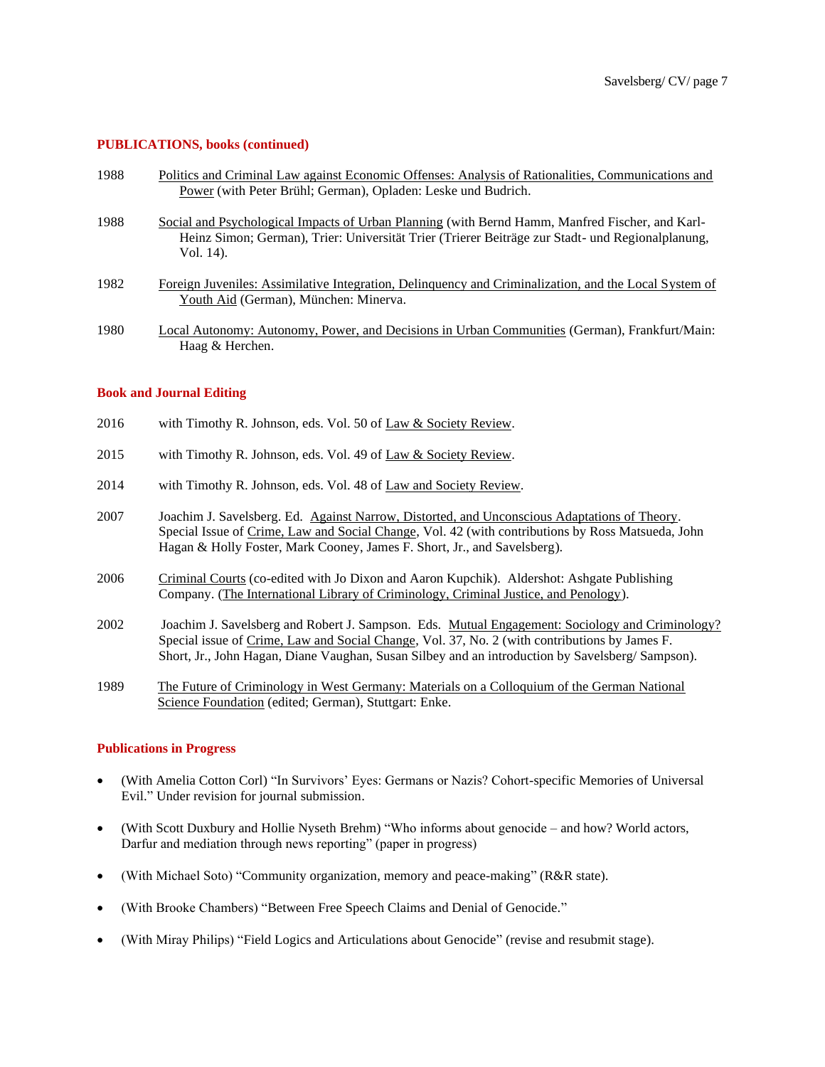**PUBLICATIONS, books (continued)**

1988 Politics and Criminal Law against Economic Offenses: Analysis of Rationalities, Communications and Power (with Peter Brühl; German), Opladen: Leske und Budrich.

1988 Social and Psychological Impacts of Urban Planning (with Bernd Hamm, Manfred Fischer, and Karl-Heinz Simon; German), Trier: Universität Trier (Trierer Beiträge zur Stadt- und Regionalplanung, Vol. 14).

1982 Foreign Juveniles: Assimilative Integration, Delinquency and Criminalization, and the Local System of Youth Aid (German), München: Minerva.

1980 Local Autonomy: Autonomy, Power, and Decisions in Urban Communities (German), Frankfurt/Main: Haag & Herchen.

**Book and Journal Editing**

2016 with Timothy R. Johnson, eds. Vol. 50 of Law & Society Review.

2015 with Timothy R. Johnson, eds. Vol. 49 of Law & Society Review.

2014 with Timothy R. Johnson, eds. Vol. 48 of Law and Society Review.

2007 Joachim J. Savelsberg. Ed. Against Narrow, Distorted, and Unconscious Adaptations of Theory. Special Issue of Crime, Law and Social Change, Vol. 42 (with contributions by Ross Matsueda, John Hagan & Holly Foster, Mark Cooney, James F. Short, Jr., and Savelsberg).

2006 Criminal Courts (co-edited with Jo Dixon and Aaron Kupchik). Aldershot: Ashgate Publishing Company. (The International Library of Criminology, Criminal Justice, and Penology).

2002 Joachim J. Savelsberg and Robert J. Sampson. Eds. Mutual Engagement: Sociology and Criminology? Special issue of Crime, Law and Social Change, Vol. 37, No. 2 (with contributions by James F. Short, Jr., John Hagan, Diane Vaughan, Susan Silbey and an introduction by Savelsberg/ Sampson).

1989 The Future of Criminology in West Germany: Materials on a Colloquium of the German National Science Foundation (edited; German), Stuttgart: Enke.

**Publications in Progress**

- (With Amelia Cotton Corl) "In Survivors' Eyes: Germans or Nazis? Cohort-specific Memories of Universal Evil." Under revision for journal submission.
- (With Scott Duxbury and Hollie Nyseth Brehm) "Who informs about genocide – and how? World actors, Darfur and mediation through news reporting" (paper in progress)
- (With Michael Soto) "Community organization, memory and peace-making" (R&R state).
- (With Brooke Chambers) "Between Free Speech Claims and Denial of Genocide."
- (With Miray Philips) "Field Logics and Articulations about Genocide" (revise and resubmit stage).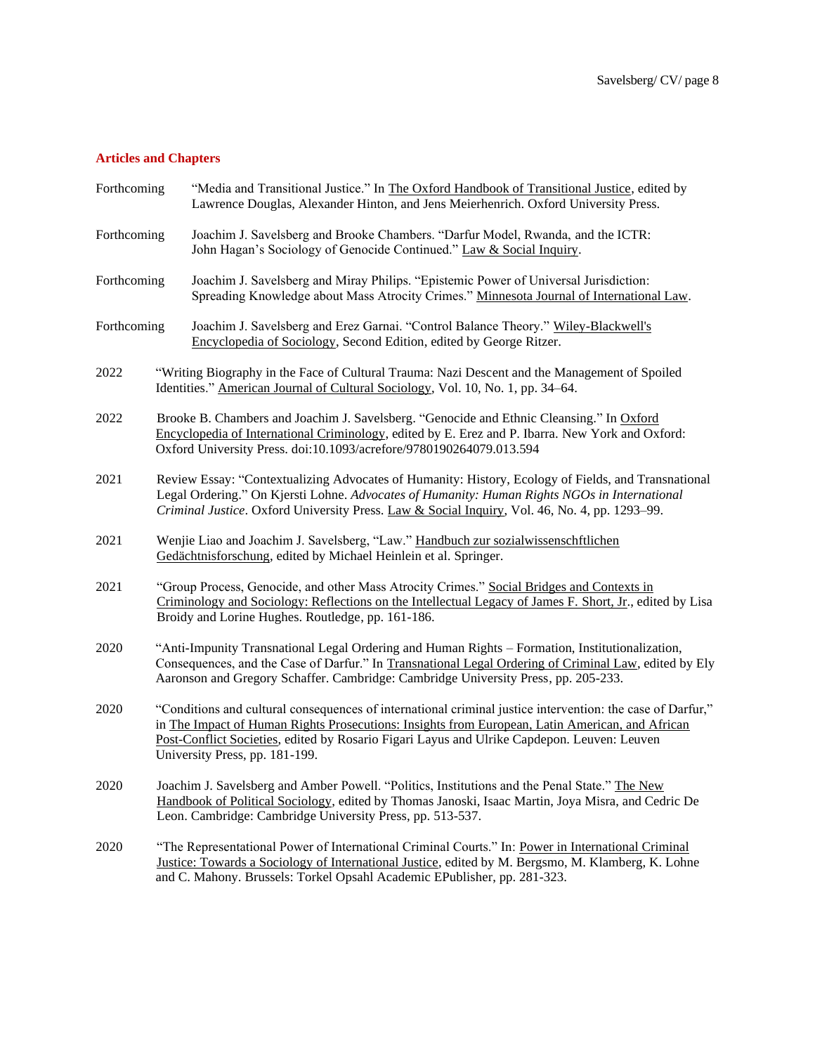## Articles and Chapters

Forthcoming "Media and Transitional Justice." In <u>The Oxford Handbook of Transitional Justice</u>, edited by Lawrence Douglas, Alexander Hinton, and Jens Meierhenrich. Oxford University Press.

Forthcoming Joachim J. Savelsberg and Brooke Chambers. "Darfur Model, Rwanda, and the ICTR: John Hagan's Sociology of Genocide Continued." <u>Law & Social Inquiry</u>.

Forthcoming Joachim J. Savelsberg and Miray Philips. "Epistemic Power of Universal Jurisdiction: Spreading Knowledge about Mass Atrocity Crimes." <u>Minnesota Journal of International Law</u>.

Forthcoming Joachim J. Savelsberg and Erez Garnai. "Control Balance Theory." <u>Wiley-Blackwell's Encyclopedia of Sociology</u>, Second Edition, edited by George Ritzer.

2022 "Writing Biography in the Face of Cultural Trauma: Nazi Descent and the Management of Spoiled Identities." <u>American Journal of Cultural Sociology</u>, Vol. 10, No. 1, pp. 34–64.

2022 Brooke B. Chambers and Joachim J. Savelsberg. "Genocide and Ethnic Cleansing." In <u>Oxford Encyclopedia of International Criminology</u>, edited by E. Erez and P. Ibarra. New York and Oxford: Oxford University Press. doi:10.1093/acrefore/9780190264079.013.594

2021 Review Essay: "Contextualizing Advocates of Humanity: History, Ecology of Fields, and Transnational Legal Ordering." On Kjersti Lohne. *Advocates of Humanity: Human Rights NGOs in International Criminal Justice*. Oxford University Press. <u>Law & Social Inquiry</u>, Vol. 46, No. 4, pp. 1293–99.

2021 Wenjie Liao and Joachim J. Savelsberg, "Law." <u>Handbuch zur sozialwissenschftlichen Gedächtnisforschung</u>, edited by Michael Heinlein et al. Springer.

2021 "Group Process, Genocide, and other Mass Atrocity Crimes." <u>Social Bridges and Contexts in Criminology and Sociology: Reflections on the Intellectual Legacy of James F. Short, Jr</u>., edited by Lisa Broidy and Lorine Hughes. Routledge, pp. 161-186.

2020 "Anti-Impunity Transnational Legal Ordering and Human Rights – Formation, Institutionalization, Consequences, and the Case of Darfur." In <u>Transnational Legal Ordering of Criminal Law</u>, edited by Ely Aaronson and Gregory Schaffer. Cambridge: Cambridge University Press, pp. 205-233.

2020 "Conditions and cultural consequences of international criminal justice intervention: the case of Darfur," in <u>The Impact of Human Rights Prosecutions: Insights from European, Latin American, and African Post-Conflict Societies</u>, edited by Rosario Figari Layus and Ulrike Capdepon. Leuven: Leuven University Press, pp. 181-199.

2020 Joachim J. Savelsberg and Amber Powell. "Politics, Institutions and the Penal State." <u>The New Handbook of Political Sociology</u>, edited by Thomas Janoski, Isaac Martin, Joya Misra, and Cedric De Leon. Cambridge: Cambridge University Press, pp. 513-537.

2020 "The Representational Power of International Criminal Courts." In: <u>Power in International Criminal Justice: Towards a Sociology of International Justice</u>, edited by M. Bergsmo, M. Klamberg, K. Lohne and C. Mahony. Brussels: Torkel Opsahl Academic EPublisher, pp. 281-323.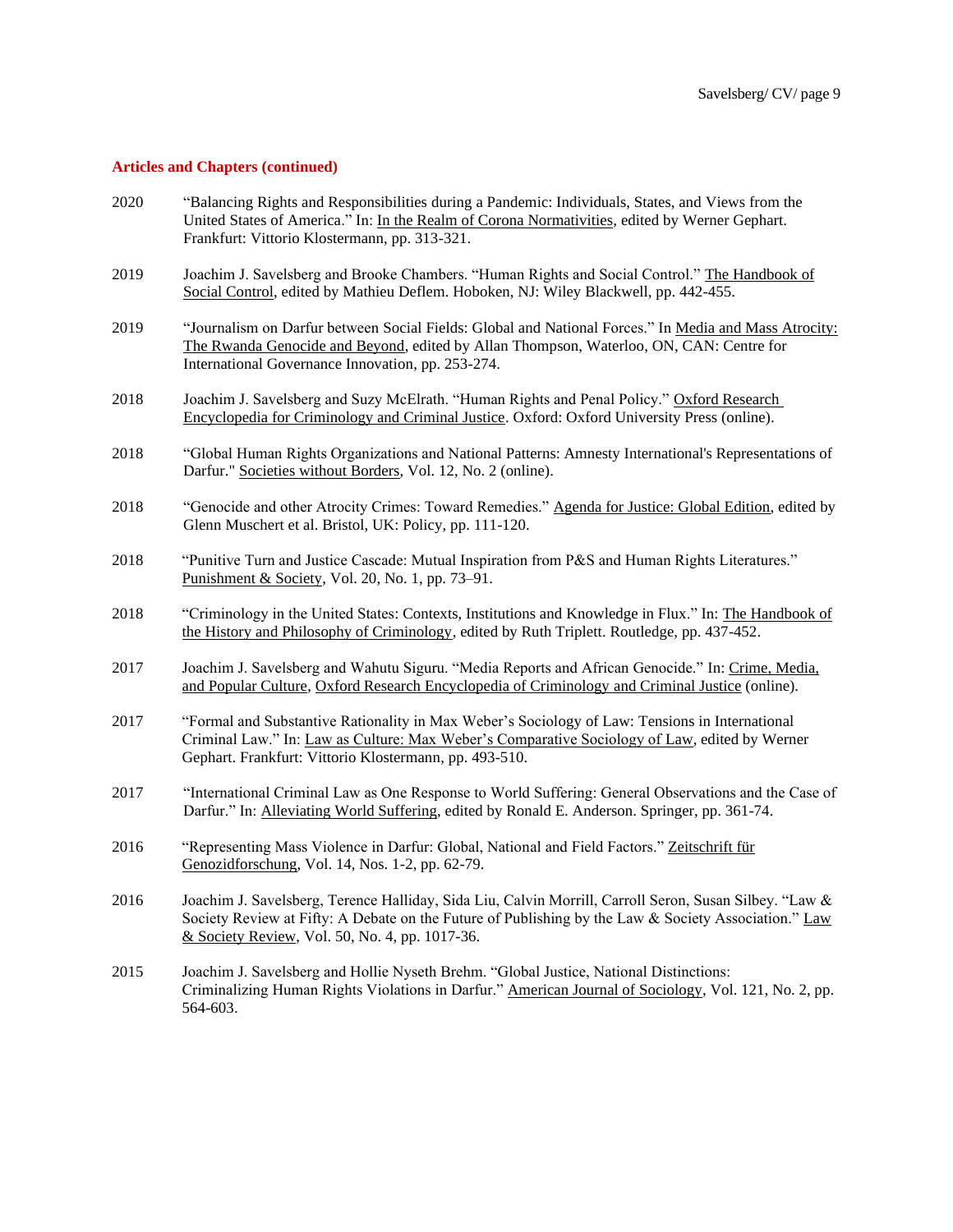**Articles and Chapters (continued)**

2020 “Balancing Rights and Responsibilities during a Pandemic: Individuals, States, and Views from the United States of America.” In: <u>In the Realm of Corona Normativities</u>, edited by Werner Gephart. Frankfurt: Vittorio Klostermann, pp. 313-321.

2019 Joachim J. Savelsberg and Brooke Chambers. “Human Rights and Social Control.” <u>The Handbook of Social Control</u>, edited by Mathieu Deflem. Hoboken, NJ: Wiley Blackwell, pp. 442-455.

2019 “Journalism on Darfur between Social Fields: Global and National Forces.” In <u>Media and Mass Atrocity: The Rwanda Genocide and Beyond</u>, edited by Allan Thompson, Waterloo, ON, CAN: Centre for International Governance Innovation, pp. 253-274.

2018 Joachim J. Savelsberg and Suzy McElrath. “Human Rights and Penal Policy.” <u>Oxford Research Encyclopedia for Criminology and Criminal Justice</u>. Oxford: Oxford University Press (online).

2018 “Global Human Rights Organizations and National Patterns: Amnesty International's Representations of Darfur." <u>Societies without Borders</u>, Vol. 12, No. 2 (online).

2018 “Genocide and other Atrocity Crimes: Toward Remedies.” <u>Agenda for Justice: Global Edition</u>, edited by Glenn Muschert et al. Bristol, UK: Policy, pp. 111-120.

2018 “Punitive Turn and Justice Cascade: Mutual Inspiration from P&S and Human Rights Literatures.” <u>Punishment & Society</u>, Vol. 20, No. 1, pp. 73–91.

2018 “Criminology in the United States: Contexts, Institutions and Knowledge in Flux.” In: <u>The Handbook of the History and Philosophy of Criminology</u>, edited by Ruth Triplett. Routledge, pp. 437-452.

2017 Joachim J. Savelsberg and Wahutu Siguru. “Media Reports and African Genocide.” In: <u>Crime, Media, and Popular Culture</u>, <u>Oxford Research Encyclopedia of Criminology and Criminal Justice</u> (online).

2017 “Formal and Substantive Rationality in Max Weber’s Sociology of Law: Tensions in International Criminal Law.” In: <u>Law as Culture: Max Weber’s Comparative Sociology of Law</u>, edited by Werner Gephart. Frankfurt: Vittorio Klostermann, pp. 493-510.

2017 “International Criminal Law as One Response to World Suffering: General Observations and the Case of Darfur.” In: <u>Alleviating World Suffering</u>, edited by Ronald E. Anderson. Springer, pp. 361-74.

2016 “Representing Mass Violence in Darfur: Global, National and Field Factors.” <u>Zeitschrift für Genozidforschung</u>, Vol. 14, Nos. 1-2, pp. 62-79.

2016 Joachim J. Savelsberg, Terence Halliday, Sida Liu, Calvin Morrill, Carroll Seron, Susan Silbey. “Law & Society Review at Fifty: A Debate on the Future of Publishing by the Law & Society Association.” <u>Law & Society Review</u>, Vol. 50, No. 4, pp. 1017-36.

2015 Joachim J. Savelsberg and Hollie Nyseth Brehm. “Global Justice, National Distinctions: Criminalizing Human Rights Violations in Darfur.” <u>American Journal of Sociology</u>, Vol. 121, No. 2, pp. 564-603.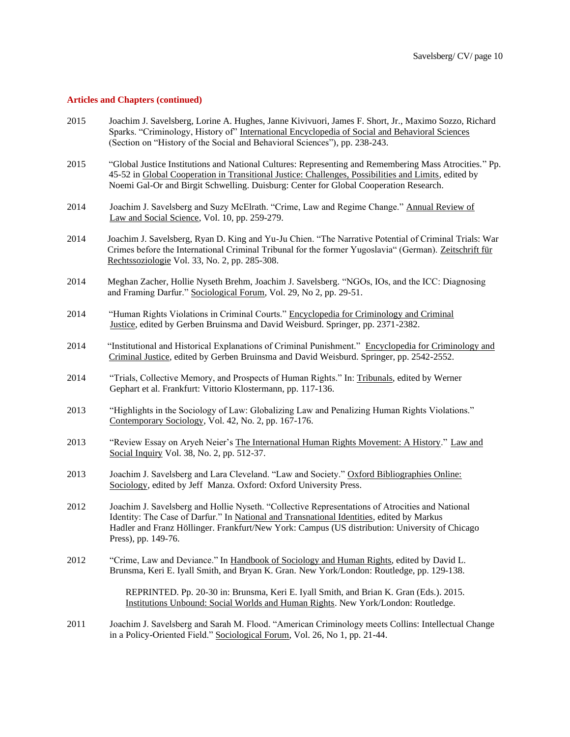**Articles and Chapters (continued)**

2015 Joachim J. Savelsberg, Lorine A. Hughes, Janne Kivivuori, James F. Short, Jr., Maximo Sozzo, Richard Sparks. "Criminology, History of" International Encyclopedia of Social and Behavioral Sciences (Section on "History of the Social and Behavioral Sciences"), pp. 238-243.

2015 "Global Justice Institutions and National Cultures: Representing and Remembering Mass Atrocities." Pp. 45-52 in Global Cooperation in Transitional Justice: Challenges, Possibilities and Limits, edited by Noemi Gal-Or and Birgit Schwelling. Duisburg: Center for Global Cooperation Research.

2014 Joachim J. Savelsberg and Suzy McElrath. "Crime, Law and Regime Change." Annual Review of Law and Social Science, Vol. 10, pp. 259-279.

2014 Joachim J. Savelsberg, Ryan D. King and Yu-Ju Chien. "The Narrative Potential of Criminal Trials: War Crimes before the International Criminal Tribunal for the former Yugoslavia" (German). Zeitschrift für Rechtssoziologie Vol. 33, No. 2, pp. 285-308.

2014 Meghan Zacher, Hollie Nyseth Brehm, Joachim J. Savelsberg. "NGOs, IOs, and the ICC: Diagnosing and Framing Darfur." Sociological Forum, Vol. 29, No 2, pp. 29-51.

2014 "Human Rights Violations in Criminal Courts." Encyclopedia for Criminology and Criminal Justice, edited by Gerben Bruinsma and David Weisburd. Springer, pp. 2371-2382.

2014 "Institutional and Historical Explanations of Criminal Punishment." Encyclopedia for Criminology and Criminal Justice, edited by Gerben Bruinsma and David Weisburd. Springer, pp. 2542-2552.

2014 "Trials, Collective Memory, and Prospects of Human Rights." In: Tribunals, edited by Werner Gephart et al. Frankfurt: Vittorio Klostermann, pp. 117-136.

2013 "Highlights in the Sociology of Law: Globalizing Law and Penalizing Human Rights Violations." Contemporary Sociology, Vol. 42, No. 2, pp. 167-176.

2013 "Review Essay on Aryeh Neier's The International Human Rights Movement: A History." Law and Social Inquiry Vol. 38, No. 2, pp. 512-37.

2013 Joachim J. Savelsberg and Lara Cleveland. "Law and Society." Oxford Bibliographies Online: Sociology, edited by Jeff Manza. Oxford: Oxford University Press.

2012 Joachim J. Savelsberg and Hollie Nyseth. "Collective Representations of Atrocities and National Identity: The Case of Darfur." In National and Transnational Identities, edited by Markus Hadler and Franz Höllinger. Frankfurt/New York: Campus (US distribution: University of Chicago Press), pp. 149-76.

2012 "Crime, Law and Deviance." In Handbook of Sociology and Human Rights, edited by David L. Brunsma, Keri E. Iyall Smith, and Bryan K. Gran. New York/London: Routledge, pp. 129-138.

REPRINTED. Pp. 20-30 in: Brunsma, Keri E. Iyall Smith, and Brian K. Gran (Eds.). 2015. Institutions Unbound: Social Worlds and Human Rights. New York/London: Routledge.

2011 Joachim J. Savelsberg and Sarah M. Flood. "American Criminology meets Collins: Intellectual Change in a Policy-Oriented Field." Sociological Forum, Vol. 26, No 1, pp. 21-44.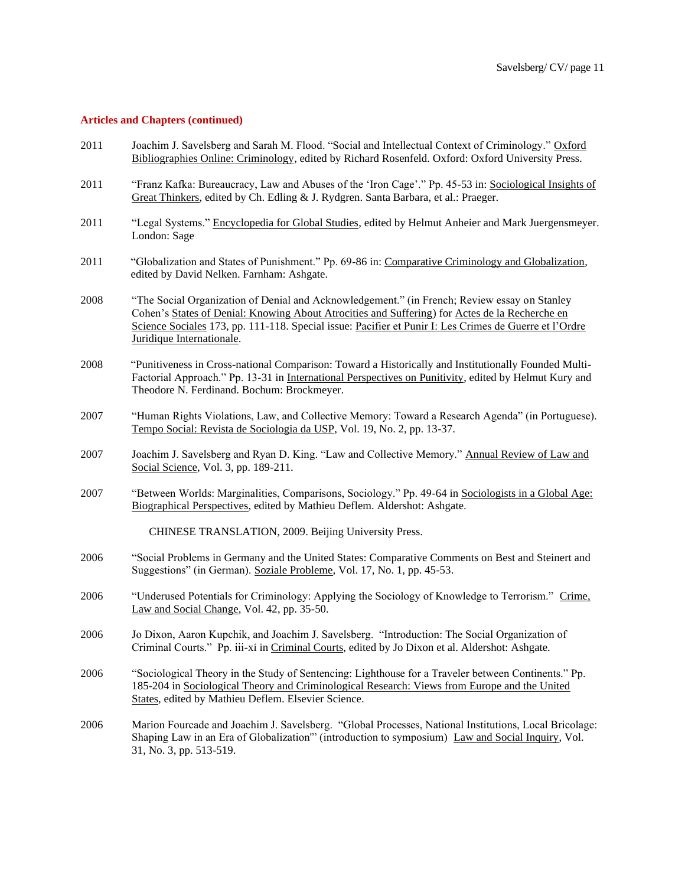### Articles and Chapters (continued)

2011 Joachim J. Savelsberg and Sarah M. Flood. "Social and Intellectual Context of Criminology." Oxford Bibliographies Online: Criminology, edited by Richard Rosenfeld. Oxford: Oxford University Press.

2011 "Franz Kafka: Bureaucracy, Law and Abuses of the 'Iron Cage'." Pp. 45-53 in: Sociological Insights of Great Thinkers, edited by Ch. Edling & J. Rydgren. Santa Barbara, et al.: Praeger.

2011 "Legal Systems." Encyclopedia for Global Studies, edited by Helmut Anheier and Mark Juergensmeyer. London: Sage

2011 "Globalization and States of Punishment." Pp. 69-86 in: Comparative Criminology and Globalization, edited by David Nelken. Farnham: Ashgate.

2008 "The Social Organization of Denial and Acknowledgement." (in French; Review essay on Stanley Cohen's States of Denial: Knowing About Atrocities and Suffering) for Actes de la Recherche en Science Sociales 173, pp. 111-118. Special issue: Pacifier et Punir I: Les Crimes de Guerre et l'Ordre Juridique Internationale.

2008 "Punitiveness in Cross-national Comparison: Toward a Historically and Institutionally Founded Multi-Factorial Approach." Pp. 13-31 in International Perspectives on Punitivity, edited by Helmut Kury and Theodore N. Ferdinand. Bochum: Brockmeyer.

2007 "Human Rights Violations, Law, and Collective Memory: Toward a Research Agenda" (in Portuguese). Tempo Social: Revista de Sociologia da USP, Vol. 19, No. 2, pp. 13-37.

2007 Joachim J. Savelsberg and Ryan D. King. "Law and Collective Memory." Annual Review of Law and Social Science, Vol. 3, pp. 189-211.

2007 "Between Worlds: Marginalities, Comparisons, Sociology." Pp. 49-64 in Sociologists in a Global Age: Biographical Perspectives, edited by Mathieu Deflem. Aldershot: Ashgate.

CHINESE TRANSLATION, 2009. Beijing University Press.

2006 "Social Problems in Germany and the United States: Comparative Comments on Best and Steinert and Suggestions" (in German). Soziale Probleme, Vol. 17, No. 1, pp. 45-53.

2006 "Underused Potentials for Criminology: Applying the Sociology of Knowledge to Terrorism." Crime, Law and Social Change, Vol. 42, pp. 35-50.

2006 Jo Dixon, Aaron Kupchik, and Joachim J. Savelsberg. "Introduction: The Social Organization of Criminal Courts." Pp. iii-xi in Criminal Courts, edited by Jo Dixon et al. Aldershot: Ashgate.

2006 "Sociological Theory in the Study of Sentencing: Lighthouse for a Traveler between Continents." Pp. 185-204 in Sociological Theory and Criminological Research: Views from Europe and the United States, edited by Mathieu Deflem. Elsevier Science.

2006 Marion Fourcade and Joachim J. Savelsberg. "Global Processes, National Institutions, Local Bricolage: Shaping Law in an Era of Globalization"' (introduction to symposium) Law and Social Inquiry, Vol. 31, No. 3, pp. 513-519.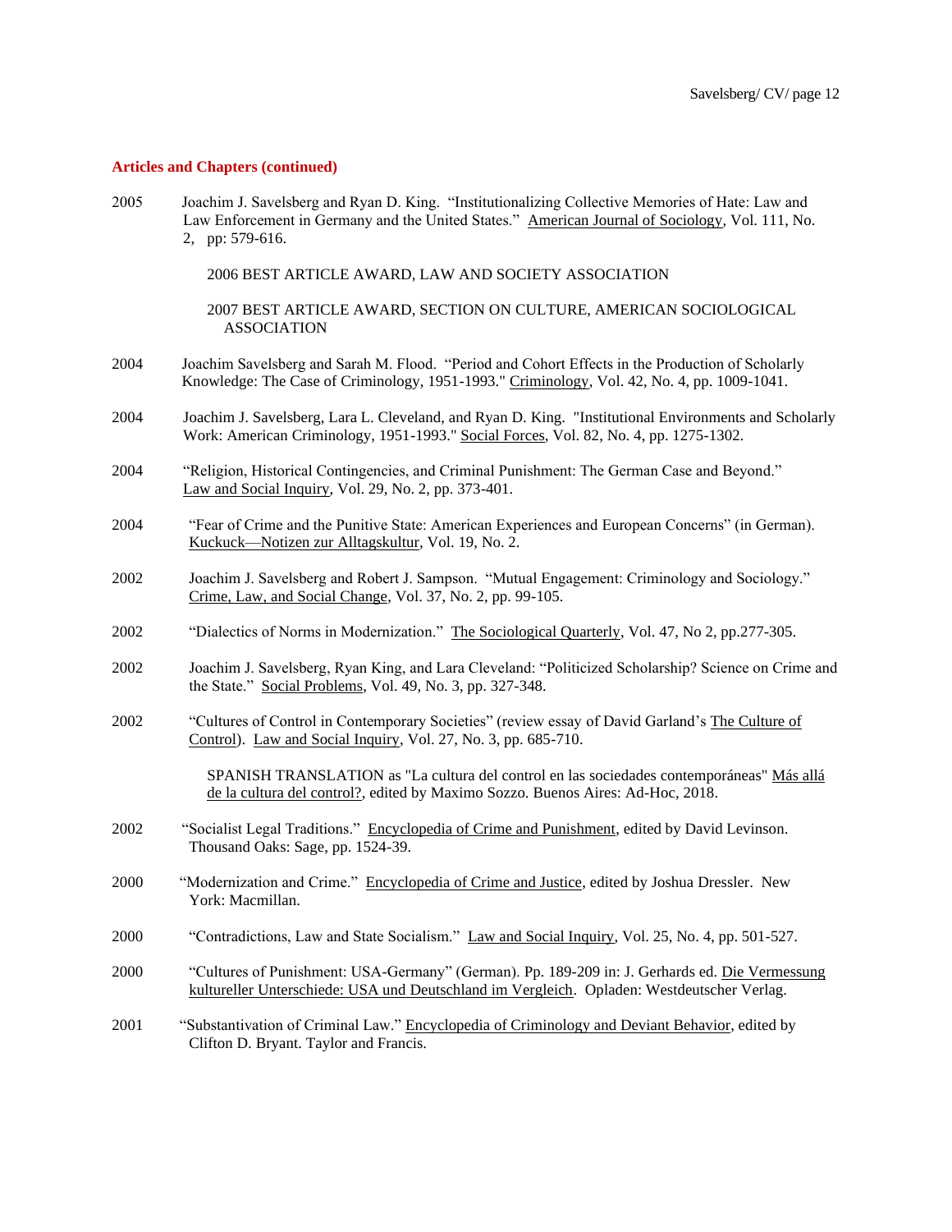### Articles and Chapters (continued)

2005 Joachim J. Savelsberg and Ryan D. King. "Institutionalizing Collective Memories of Hate: Law and Law Enforcement in Germany and the United States." American Journal of Sociology, Vol. 111, No. 2, pp: 579-616.

2006 BEST ARTICLE AWARD, LAW AND SOCIETY ASSOCIATION

2007 BEST ARTICLE AWARD, SECTION ON CULTURE, AMERICAN SOCIOLOGICAL ASSOCIATION

2004 Joachim Savelsberg and Sarah M. Flood. "Period and Cohort Effects in the Production of Scholarly Knowledge: The Case of Criminology, 1951-1993." Criminology, Vol. 42, No. 4, pp. 1009-1041.

2004 Joachim J. Savelsberg, Lara L. Cleveland, and Ryan D. King. "Institutional Environments and Scholarly Work: American Criminology, 1951-1993." Social Forces, Vol. 82, No. 4, pp. 1275-1302.

2004 "Religion, Historical Contingencies, and Criminal Punishment: The German Case and Beyond." Law and Social Inquiry, Vol. 29, No. 2, pp. 373-401.

2004 "Fear of Crime and the Punitive State: American Experiences and European Concerns" (in German). Kuckuck—Notizen zur Alltagskultur, Vol. 19, No. 2.

2002 Joachim J. Savelsberg and Robert J. Sampson. "Mutual Engagement: Criminology and Sociology." Crime, Law, and Social Change, Vol. 37, No. 2, pp. 99-105.

2002 "Dialectics of Norms in Modernization." The Sociological Quarterly, Vol. 47, No 2, pp.277-305.

2002 Joachim J. Savelsberg, Ryan King, and Lara Cleveland: "Politicized Scholarship? Science on Crime and the State." Social Problems, Vol. 49, No. 3, pp. 327-348.

2002 "Cultures of Control in Contemporary Societies" (review essay of David Garland's The Culture of Control). Law and Social Inquiry, Vol. 27, No. 3, pp. 685-710.

SPANISH TRANSLATION as "La cultura del control en las sociedades contemporáneas" Más allá de la cultura del control?, edited by Maximo Sozzo. Buenos Aires: Ad-Hoc, 2018.

2002 "Socialist Legal Traditions." Encyclopedia of Crime and Punishment, edited by David Levinson. Thousand Oaks: Sage, pp. 1524-39.

2000 "Modernization and Crime." Encyclopedia of Crime and Justice, edited by Joshua Dressler. New York: Macmillan.

2000 "Contradictions, Law and State Socialism." Law and Social Inquiry, Vol. 25, No. 4, pp. 501-527.

2000 "Cultures of Punishment: USA-Germany" (German). Pp. 189-209 in: J. Gerhards ed. Die Vermessung kultureller Unterschiede: USA und Deutschland im Vergleich. Opladen: Westdeutscher Verlag.

2001 "Substantivation of Criminal Law." Encyclopedia of Criminology and Deviant Behavior, edited by Clifton D. Bryant. Taylor and Francis.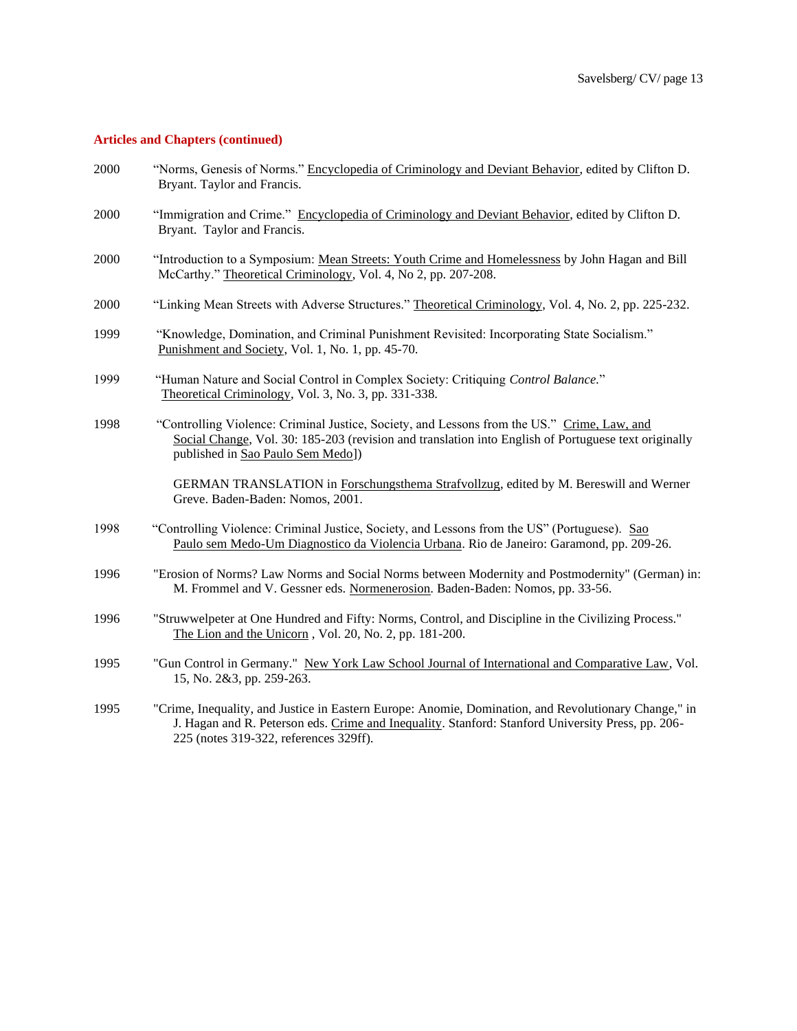### Articles and Chapters (continued)

2000 "Norms, Genesis of Norms." Encyclopedia of Criminology and Deviant Behavior, edited by Clifton D. Bryant. Taylor and Francis.

2000 "Immigration and Crime." Encyclopedia of Criminology and Deviant Behavior, edited by Clifton D. Bryant. Taylor and Francis.

2000 "Introduction to a Symposium: Mean Streets: Youth Crime and Homelessness by John Hagan and Bill McCarthy." Theoretical Criminology, Vol. 4, No 2, pp. 207-208.

2000 "Linking Mean Streets with Adverse Structures." Theoretical Criminology, Vol. 4, No. 2, pp. 225-232.

1999 "Knowledge, Domination, and Criminal Punishment Revisited: Incorporating State Socialism." Punishment and Society, Vol. 1, No. 1, pp. 45-70.

1999 "Human Nature and Social Control in Complex Society: Critiquing *Control Balance.*" Theoretical Criminology, Vol. 3, No. 3, pp. 331-338.

1998 "Controlling Violence: Criminal Justice, Society, and Lessons from the US." Crime, Law, and Social Change, Vol. 30: 185-203 (revision and translation into English of Portuguese text originally published in Sao Paulo Sem Medo])

GERMAN TRANSLATION in Forschungsthema Strafvollzug, edited by M. Bereswill and Werner Greve. Baden-Baden: Nomos, 2001.

1998 "Controlling Violence: Criminal Justice, Society, and Lessons from the US" (Portuguese). Sao Paulo sem Medo-Um Diagnostico da Violencia Urbana. Rio de Janeiro: Garamond, pp. 209-26.

1996 "Erosion of Norms? Law Norms and Social Norms between Modernity and Postmodernity" (German) in: M. Frommel and V. Gessner eds. Normenerosion. Baden-Baden: Nomos, pp. 33-56.

1996 "Struwwelpeter at One Hundred and Fifty: Norms, Control, and Discipline in the Civilizing Process." The Lion and the Unicorn , Vol. 20, No. 2, pp. 181-200.

1995 "Gun Control in Germany." New York Law School Journal of International and Comparative Law, Vol. 15, No. 2&3, pp. 259-263.

1995 "Crime, Inequality, and Justice in Eastern Europe: Anomie, Domination, and Revolutionary Change," in J. Hagan and R. Peterson eds. Crime and Inequality. Stanford: Stanford University Press, pp. 206-225 (notes 319-322, references 329ff).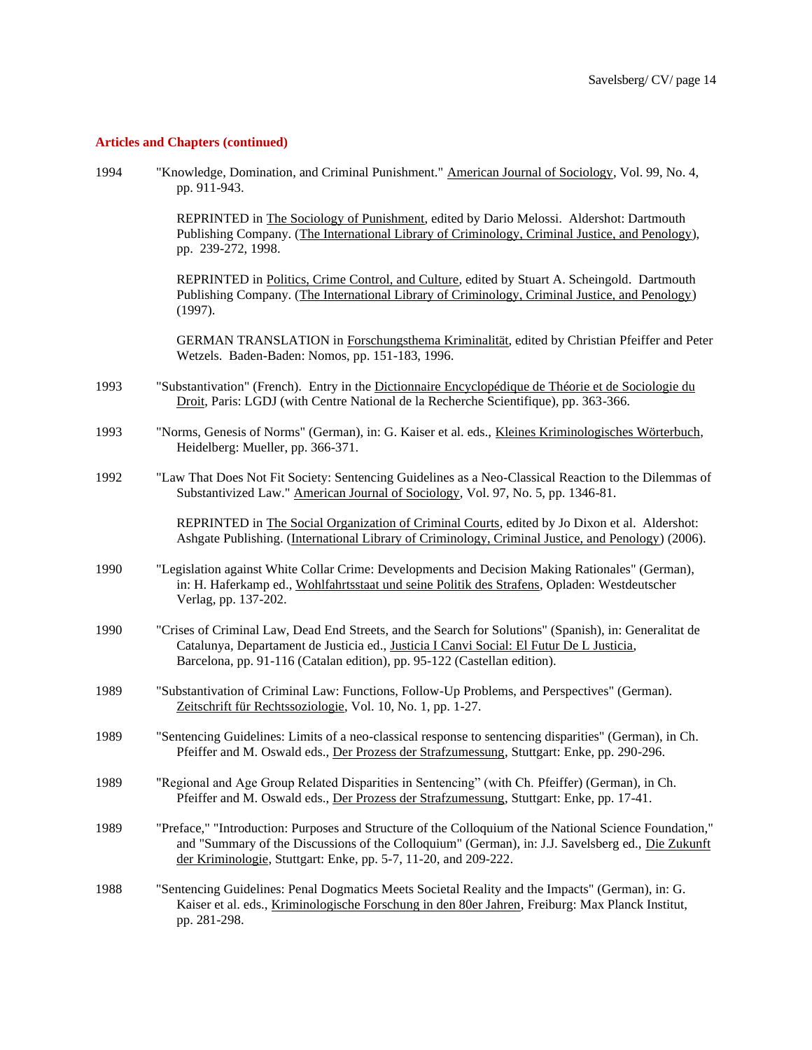### Articles and Chapters (continued)

1994 "Knowledge, Domination, and Criminal Punishment." American Journal of Sociology, Vol. 99, No. 4, pp. 911-943.

REPRINTED in The Sociology of Punishment, edited by Dario Melossi. Aldershot: Dartmouth Publishing Company. (The International Library of Criminology, Criminal Justice, and Penology), pp. 239-272, 1998.

REPRINTED in Politics, Crime Control, and Culture, edited by Stuart A. Scheingold. Dartmouth Publishing Company. (The International Library of Criminology, Criminal Justice, and Penology) (1997).

GERMAN TRANSLATION in Forschungsthema Kriminalität, edited by Christian Pfeiffer and Peter Wetzels. Baden-Baden: Nomos, pp. 151-183, 1996.

1993 "Substantivation" (French). Entry in the Dictionnaire Encyclopédique de Théorie et de Sociologie du Droit, Paris: LGDJ (with Centre National de la Recherche Scientifique), pp. 363-366.

1993 "Norms, Genesis of Norms" (German), in: G. Kaiser et al. eds., Kleines Kriminologisches Wörterbuch, Heidelberg: Mueller, pp. 366-371.

1992 "Law That Does Not Fit Society: Sentencing Guidelines as a Neo-Classical Reaction to the Dilemmas of Substantivized Law." American Journal of Sociology, Vol. 97, No. 5, pp. 1346-81.

REPRINTED in The Social Organization of Criminal Courts, edited by Jo Dixon et al. Aldershot: Ashgate Publishing. (International Library of Criminology, Criminal Justice, and Penology) (2006).

1990 "Legislation against White Collar Crime: Developments and Decision Making Rationales" (German), in: H. Haferkamp ed., Wohlfahrtsstaat und seine Politik des Strafens, Opladen: Westdeutscher Verlag, pp. 137-202.

1990 "Crises of Criminal Law, Dead End Streets, and the Search for Solutions" (Spanish), in: Generalitat de Catalunya, Departament de Justicia ed., Justicia I Canvi Social: El Futur De L Justicia, Barcelona, pp. 91-116 (Catalan edition), pp. 95-122 (Castellan edition).

1989 "Substantivation of Criminal Law: Functions, Follow-Up Problems, and Perspectives" (German). Zeitschrift für Rechtssoziologie, Vol. 10, No. 1, pp. 1-27.

1989 "Sentencing Guidelines: Limits of a neo-classical response to sentencing disparities" (German), in Ch. Pfeiffer and M. Oswald eds., Der Prozess der Strafzumessung, Stuttgart: Enke, pp. 290-296.

1989 "Regional and Age Group Related Disparities in Sentencing" (with Ch. Pfeiffer) (German), in Ch. Pfeiffer and M. Oswald eds., Der Prozess der Strafzumessung, Stuttgart: Enke, pp. 17-41.

1989 "Preface," "Introduction: Purposes and Structure of the Colloquium of the National Science Foundation," and "Summary of the Discussions of the Colloquium" (German), in: J.J. Savelsberg ed., Die Zukunft der Kriminologie, Stuttgart: Enke, pp. 5-7, 11-20, and 209-222.

1988 "Sentencing Guidelines: Penal Dogmatics Meets Societal Reality and the Impacts" (German), in: G. Kaiser et al. eds., Kriminologische Forschung in den 80er Jahren, Freiburg: Max Planck Institut, pp. 281-298.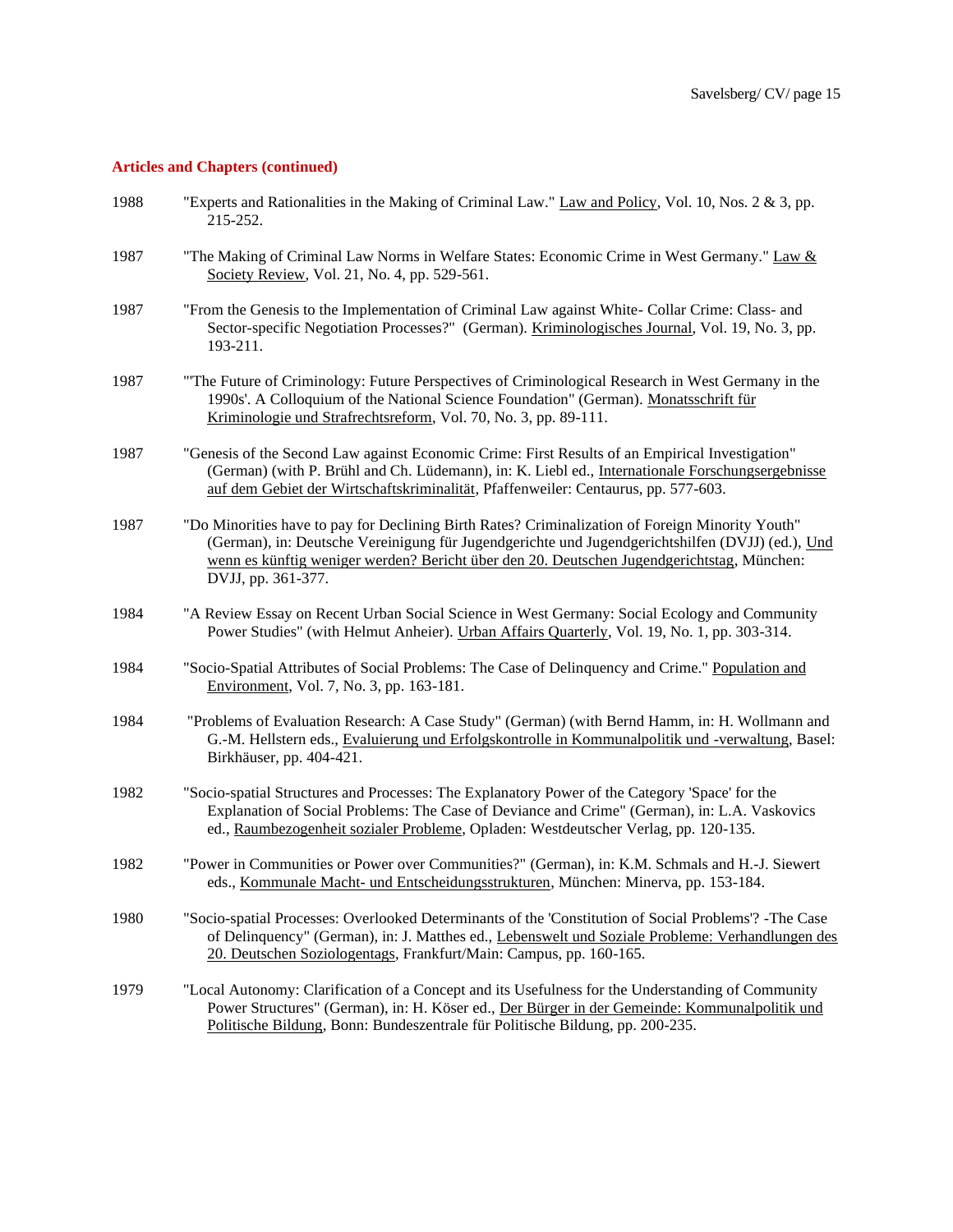### Articles and Chapters (continued)

1988 "Experts and Rationalities in the Making of Criminal Law." Law and Policy, Vol. 10, Nos. 2 & 3, pp. 215-252.

1987 "The Making of Criminal Law Norms in Welfare States: Economic Crime in West Germany." Law & Society Review, Vol. 21, No. 4, pp. 529-561.

1987 "From the Genesis to the Implementation of Criminal Law against White- Collar Crime: Class- and Sector-specific Negotiation Processes?" (German). Kriminologisches Journal, Vol. 19, No. 3, pp. 193-211.

1987 "'The Future of Criminology: Future Perspectives of Criminological Research in West Germany in the 1990s'. A Colloquium of the National Science Foundation" (German). Monatsschrift für Kriminologie und Strafrechtsreform, Vol. 70, No. 3, pp. 89-111.

1987 "Genesis of the Second Law against Economic Crime: First Results of an Empirical Investigation" (German) (with P. Brühl and Ch. Lüdemann), in: K. Liebl ed., Internationale Forschungsergebnisse auf dem Gebiet der Wirtschaftskriminalität, Pfaffenweiler: Centaurus, pp. 577-603.

1987 "Do Minorities have to pay for Declining Birth Rates? Criminalization of Foreign Minority Youth" (German), in: Deutsche Vereinigung für Jugendgerichte und Jugendgerichtshilfen (DVJJ) (ed.), Und wenn es künftig weniger werden? Bericht über den 20. Deutschen Jugendgerichtstag, München: DVJJ, pp. 361-377.

1984 "A Review Essay on Recent Urban Social Science in West Germany: Social Ecology and Community Power Studies" (with Helmut Anheier). Urban Affairs Quarterly, Vol. 19, No. 1, pp. 303-314.

1984 "Socio-Spatial Attributes of Social Problems: The Case of Delinquency and Crime." Population and Environment, Vol. 7, No. 3, pp. 163-181.

1984 "Problems of Evaluation Research: A Case Study" (German) (with Bernd Hamm, in: H. Wollmann and G.-M. Hellstern eds., Evaluierung und Erfolgskontrolle in Kommunalpolitik und -verwaltung, Basel: Birkhäuser, pp. 404-421.

1982 "Socio-spatial Structures and Processes: The Explanatory Power of the Category 'Space' for the Explanation of Social Problems: The Case of Deviance and Crime" (German), in: L.A. Vaskovics ed., Raumbezogenheit sozialer Probleme, Opladen: Westdeutscher Verlag, pp. 120-135.

1982 "Power in Communities or Power over Communities?" (German), in: K.M. Schmals and H.-J. Siewert eds., Kommunale Macht- und Entscheidungsstrukturen, München: Minerva, pp. 153-184.

1980 "Socio-spatial Processes: Overlooked Determinants of the 'Constitution of Social Problems'? -The Case of Delinquency" (German), in: J. Matthes ed., Lebenswelt und Soziale Probleme: Verhandlungen des 20. Deutschen Soziologentags, Frankfurt/Main: Campus, pp. 160-165.

1979 "Local Autonomy: Clarification of a Concept and its Usefulness for the Understanding of Community Power Structures" (German), in: H. Köser ed., Der Bürger in der Gemeinde: Kommunalpolitik und Politische Bildung, Bonn: Bundeszentrale für Politische Bildung, pp. 200-235.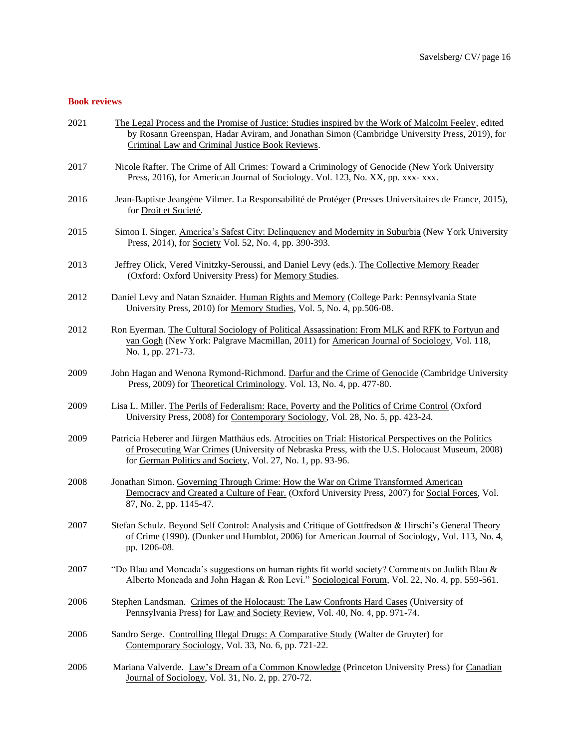## Book reviews

2021 The Legal Process and the Promise of Justice: Studies inspired by the Work of Malcolm Feeley, edited by Rosann Greenspan, Hadar Aviram, and Jonathan Simon (Cambridge University Press, 2019), for Criminal Law and Criminal Justice Book Reviews.

2017 Nicole Rafter. The Crime of All Crimes: Toward a Criminology of Genocide (New York University Press, 2016), for American Journal of Sociology. Vol. 123, No. XX, pp. xxx- xxx.

2016 Jean-Baptiste Jeangène Vilmer. La Responsabilité de Protéger (Presses Universitaires de France, 2015), for Droit et Societé.

2015 Simon I. Singer. America's Safest City: Delinquency and Modernity in Suburbia (New York University Press, 2014), for Society Vol. 52, No. 4, pp. 390-393.

2013 Jeffrey Olick, Vered Vinitzky-Seroussi, and Daniel Levy (eds.). The Collective Memory Reader (Oxford: Oxford University Press) for Memory Studies.

2012 Daniel Levy and Natan Sznaider. Human Rights and Memory (College Park: Pennsylvania State University Press, 2010) for Memory Studies, Vol. 5, No. 4, pp.506-08.

2012 Ron Eyerman. The Cultural Sociology of Political Assassination: From MLK and RFK to Fortyun and van Gogh (New York: Palgrave Macmillan, 2011) for American Journal of Sociology, Vol. 118, No. 1, pp. 271-73.

2009 John Hagan and Wenona Rymond-Richmond. Darfur and the Crime of Genocide (Cambridge University Press, 2009) for Theoretical Criminology. Vol. 13, No. 4, pp. 477-80.

2009 Lisa L. Miller. The Perils of Federalism: Race, Poverty and the Politics of Crime Control (Oxford University Press, 2008) for Contemporary Sociology, Vol. 28, No. 5, pp. 423-24.

2009 Patricia Heberer and Jürgen Matthäus eds. Atrocities on Trial: Historical Perspectives on the Politics of Prosecuting War Crimes (University of Nebraska Press, with the U.S. Holocaust Museum, 2008) for German Politics and Society, Vol. 27, No. 1, pp. 93-96.

2008 Jonathan Simon. Governing Through Crime: How the War on Crime Transformed American Democracy and Created a Culture of Fear. (Oxford University Press, 2007) for Social Forces, Vol. 87, No. 2, pp. 1145-47.

2007 Stefan Schulz. Beyond Self Control: Analysis and Critique of Gottfredson & Hirschi's General Theory of Crime (1990). (Dunker und Humblot, 2006) for American Journal of Sociology, Vol. 113, No. 4, pp. 1206-08.

2007 "Do Blau and Moncada's suggestions on human rights fit world society? Comments on Judith Blau & Alberto Moncada and John Hagan & Ron Levi." Sociological Forum, Vol. 22, No. 4, pp. 559-561.

2006 Stephen Landsman. Crimes of the Holocaust: The Law Confronts Hard Cases (University of Pennsylvania Press) for Law and Society Review, Vol. 40, No. 4, pp. 971-74.

2006 Sandro Serge. Controlling Illegal Drugs: A Comparative Study (Walter de Gruyter) for Contemporary Sociology, Vol. 33, No. 6, pp. 721-22.

2006 Mariana Valverde. Law's Dream of a Common Knowledge (Princeton University Press) for Canadian Journal of Sociology, Vol. 31, No. 2, pp. 270-72.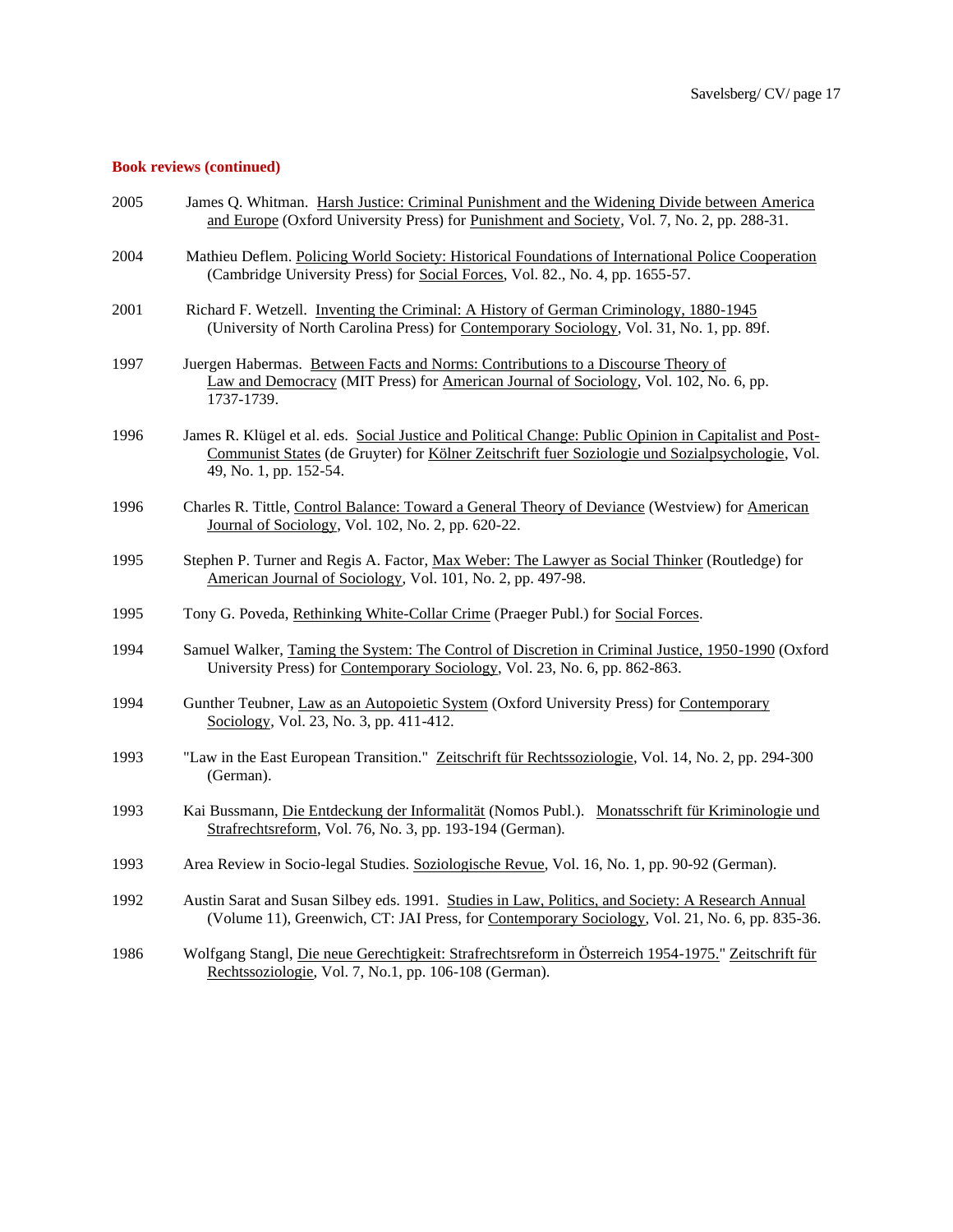**Book reviews (continued)**

2005 James Q. Whitman. Harsh Justice: Criminal Punishment and the Widening Divide between America and Europe (Oxford University Press) for Punishment and Society, Vol. 7, No. 2, pp. 288-31.

2004 Mathieu Deflem. Policing World Society: Historical Foundations of International Police Cooperation (Cambridge University Press) for Social Forces, Vol. 82., No. 4, pp. 1655-57.

2001 Richard F. Wetzell. Inventing the Criminal: A History of German Criminology, 1880-1945 (University of North Carolina Press) for Contemporary Sociology, Vol. 31, No. 1, pp. 89f.

1997 Juergen Habermas. Between Facts and Norms: Contributions to a Discourse Theory of Law and Democracy (MIT Press) for American Journal of Sociology, Vol. 102, No. 6, pp. 1737-1739.

1996 James R. Klügel et al. eds. Social Justice and Political Change: Public Opinion in Capitalist and Post-Communist States (de Gruyter) for Kölner Zeitschrift fuer Soziologie und Sozialpsychologie, Vol. 49, No. 1, pp. 152-54.

1996 Charles R. Tittle, Control Balance: Toward a General Theory of Deviance (Westview) for American Journal of Sociology, Vol. 102, No. 2, pp. 620-22.

1995 Stephen P. Turner and Regis A. Factor, Max Weber: The Lawyer as Social Thinker (Routledge) for American Journal of Sociology, Vol. 101, No. 2, pp. 497-98.

1995 Tony G. Poveda, Rethinking White-Collar Crime (Praeger Publ.) for Social Forces.

1994 Samuel Walker, Taming the System: The Control of Discretion in Criminal Justice, 1950-1990 (Oxford University Press) for Contemporary Sociology, Vol. 23, No. 6, pp. 862-863.

1994 Gunther Teubner, Law as an Autopoietic System (Oxford University Press) for Contemporary Sociology, Vol. 23, No. 3, pp. 411-412.

1993 "Law in the East European Transition." Zeitschrift für Rechtssoziologie, Vol. 14, No. 2, pp. 294-300 (German).

1993 Kai Bussmann, Die Entdeckung der Informalität (Nomos Publ.). Monatsschrift für Kriminologie und Strafrechtsreform, Vol. 76, No. 3, pp. 193-194 (German).

1993 Area Review in Socio-legal Studies. Soziologische Revue, Vol. 16, No. 1, pp. 90-92 (German).

1992 Austin Sarat and Susan Silbey eds. 1991. Studies in Law, Politics, and Society: A Research Annual (Volume 11), Greenwich, CT: JAI Press, for Contemporary Sociology, Vol. 21, No. 6, pp. 835-36.

1986 Wolfgang Stangl, Die neue Gerechtigkeit: Strafrechtsreform in Österreich 1954-1975." Zeitschrift für Rechtssoziologie, Vol. 7, No.1, pp. 106-108 (German).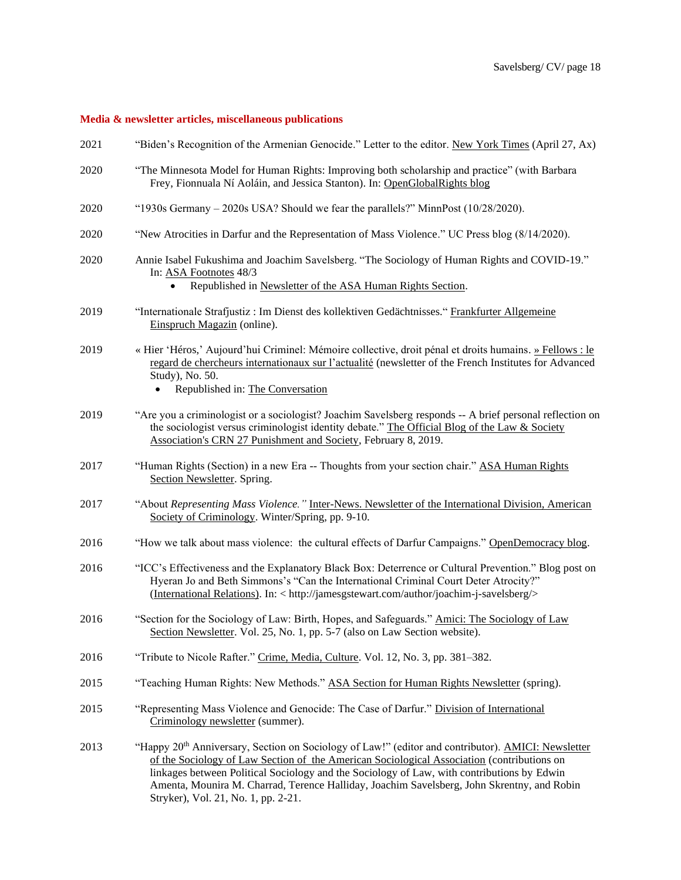## Media & newsletter articles, miscellaneous publications

2021 "Biden's Recognition of the Armenian Genocide." Letter to the editor. New York Times (April 27, Ax)

2020 "The Minnesota Model for Human Rights: Improving both scholarship and practice" (with Barbara Frey, Fionnuala Ní Aoláin, and Jessica Stanton). In: OpenGlobalRights blog

2020 "1930s Germany – 2020s USA? Should we fear the parallels?" MinnPost (10/28/2020).

2020 "New Atrocities in Darfur and the Representation of Mass Violence." UC Press blog (8/14/2020).

2020 Annie Isabel Fukushima and Joachim Savelsberg. "The Sociology of Human Rights and COVID-19." In: ASA Footnotes 48/3
- Republished in Newsletter of the ASA Human Rights Section.

2019 "Internationale Strafjustiz : Im Dienst des kollektiven Gedächtnisses." Frankfurter Allgemeine Einspruch Magazin (online).

2019 « Hier 'Héros,' Aujourd'hui Criminel: Mémoire collective, droit pénal et droits humains. » Fellows : le regard de chercheurs internationaux sur l'actualité (newsletter of the French Institutes for Advanced Study), No. 50.
- Republished in: The Conversation

2019 "Are you a criminologist or a sociologist? Joachim Savelsberg responds -- A brief personal reflection on the sociologist versus criminologist identity debate." The Official Blog of the Law & Society Association's CRN 27 Punishment and Society, February 8, 2019.

2017 "Human Rights (Section) in a new Era -- Thoughts from your section chair." ASA Human Rights Section Newsletter. Spring.

2017 "About *Representing Mass Violence."* Inter-News. Newsletter of the International Division, American Society of Criminology. Winter/Spring, pp. 9-10.

2016 "How we talk about mass violence: the cultural effects of Darfur Campaigns." OpenDemocracy blog.

2016 "ICC's Effectiveness and the Explanatory Black Box: Deterrence or Cultural Prevention." Blog post on Hyeran Jo and Beth Simmons's "Can the International Criminal Court Deter Atrocity?" (International Relations). In: < http://jamesgstewart.com/author/joachim-j-savelsberg/>

2016 "Section for the Sociology of Law: Birth, Hopes, and Safeguards." Amici: The Sociology of Law Section Newsletter. Vol. 25, No. 1, pp. 5-7 (also on Law Section website).

2016 "Tribute to Nicole Rafter." Crime, Media, Culture. Vol. 12, No. 3, pp. 381–382.

2015 "Teaching Human Rights: New Methods." ASA Section for Human Rights Newsletter (spring).

2015 "Representing Mass Violence and Genocide: The Case of Darfur." Division of International Criminology newsletter (summer).

2013 "Happy 20th Anniversary, Section on Sociology of Law!" (editor and contributor). AMICI: Newsletter of the Sociology of Law Section of the American Sociological Association (contributions on linkages between Political Sociology and the Sociology of Law, with contributions by Edwin Amenta, Mounira M. Charrad, Terence Halliday, Joachim Savelsberg, John Skrentny, and Robin Stryker), Vol. 21, No. 1, pp. 2-21.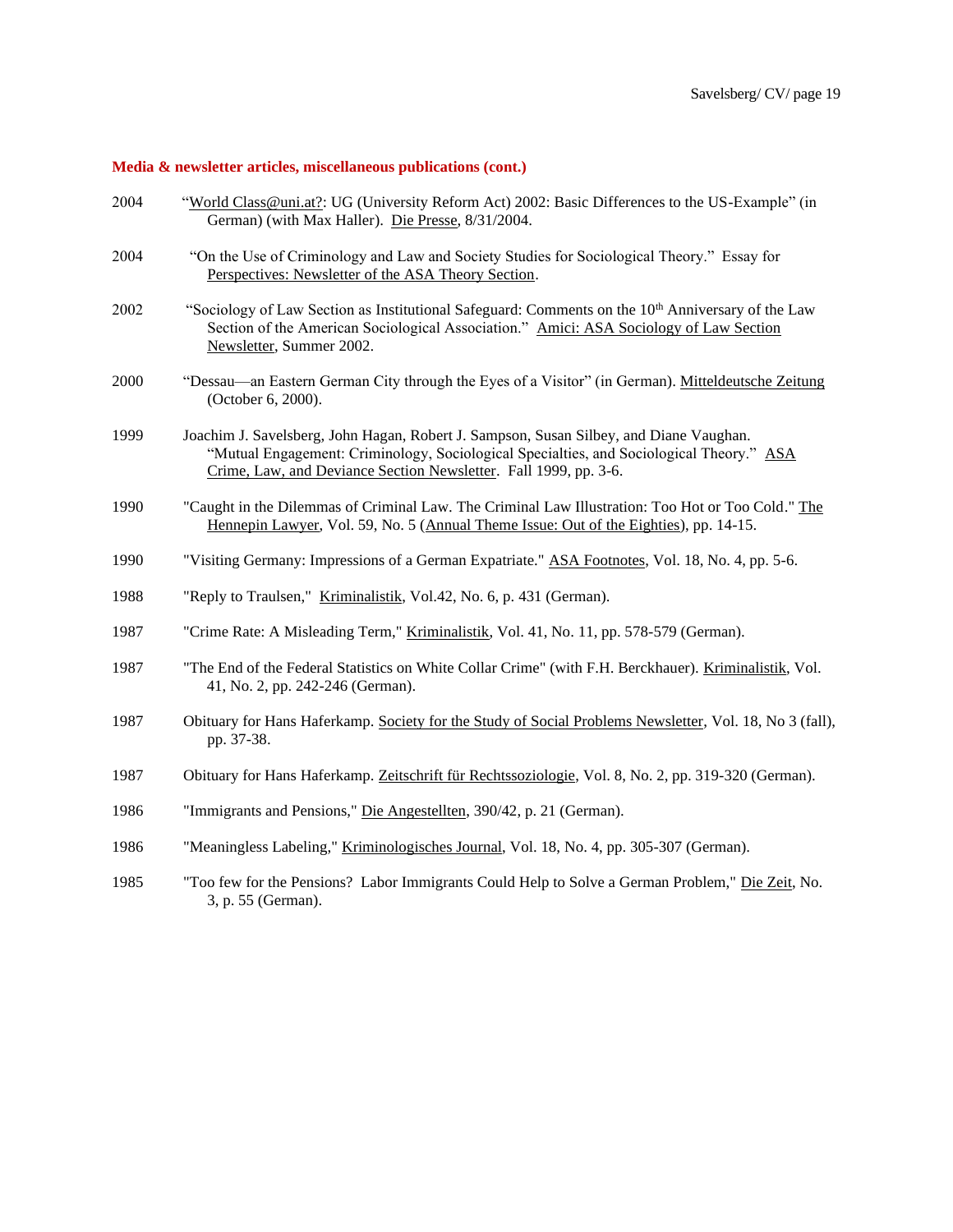**Media & newsletter articles, miscellaneous publications (cont.)**

2004 "World Class@uni.at?: UG (University Reform Act) 2002: Basic Differences to the US-Example" (in German) (with Max Haller). Die Presse, 8/31/2004.

2004 "On the Use of Criminology and Law and Society Studies for Sociological Theory." Essay for Perspectives: Newsletter of the ASA Theory Section.

2002 "Sociology of Law Section as Institutional Safeguard: Comments on the 10th Anniversary of the Law Section of the American Sociological Association." Amici: ASA Sociology of Law Section Newsletter, Summer 2002.

2000 "Dessau—an Eastern German City through the Eyes of a Visitor" (in German). Mitteldeutsche Zeitung (October 6, 2000).

1999 Joachim J. Savelsberg, John Hagan, Robert J. Sampson, Susan Silbey, and Diane Vaughan. "Mutual Engagement: Criminology, Sociological Specialties, and Sociological Theory." ASA Crime, Law, and Deviance Section Newsletter. Fall 1999, pp. 3-6.

1990 "Caught in the Dilemmas of Criminal Law. The Criminal Law Illustration: Too Hot or Too Cold." The Hennepin Lawyer, Vol. 59, No. 5 (Annual Theme Issue: Out of the Eighties), pp. 14-15.

1990 "Visiting Germany: Impressions of a German Expatriate." ASA Footnotes, Vol. 18, No. 4, pp. 5-6.

1988 "Reply to Traulsen," Kriminalistik, Vol.42, No. 6, p. 431 (German).

1987 "Crime Rate: A Misleading Term," Kriminalistik, Vol. 41, No. 11, pp. 578-579 (German).

1987 "The End of the Federal Statistics on White Collar Crime" (with F.H. Berckhauer). Kriminalistik, Vol. 41, No. 2, pp. 242-246 (German).

1987 Obituary for Hans Haferkamp. Society for the Study of Social Problems Newsletter, Vol. 18, No 3 (fall), pp. 37-38.

1987 Obituary for Hans Haferkamp. Zeitschrift für Rechtssoziologie, Vol. 8, No. 2, pp. 319-320 (German).

1986 "Immigrants and Pensions," Die Angestellten, 390/42, p. 21 (German).

1986 "Meaningless Labeling," Kriminologisches Journal, Vol. 18, No. 4, pp. 305-307 (German).

1985 "Too few for the Pensions? Labor Immigrants Could Help to Solve a German Problem," Die Zeit, No. 3, p. 55 (German).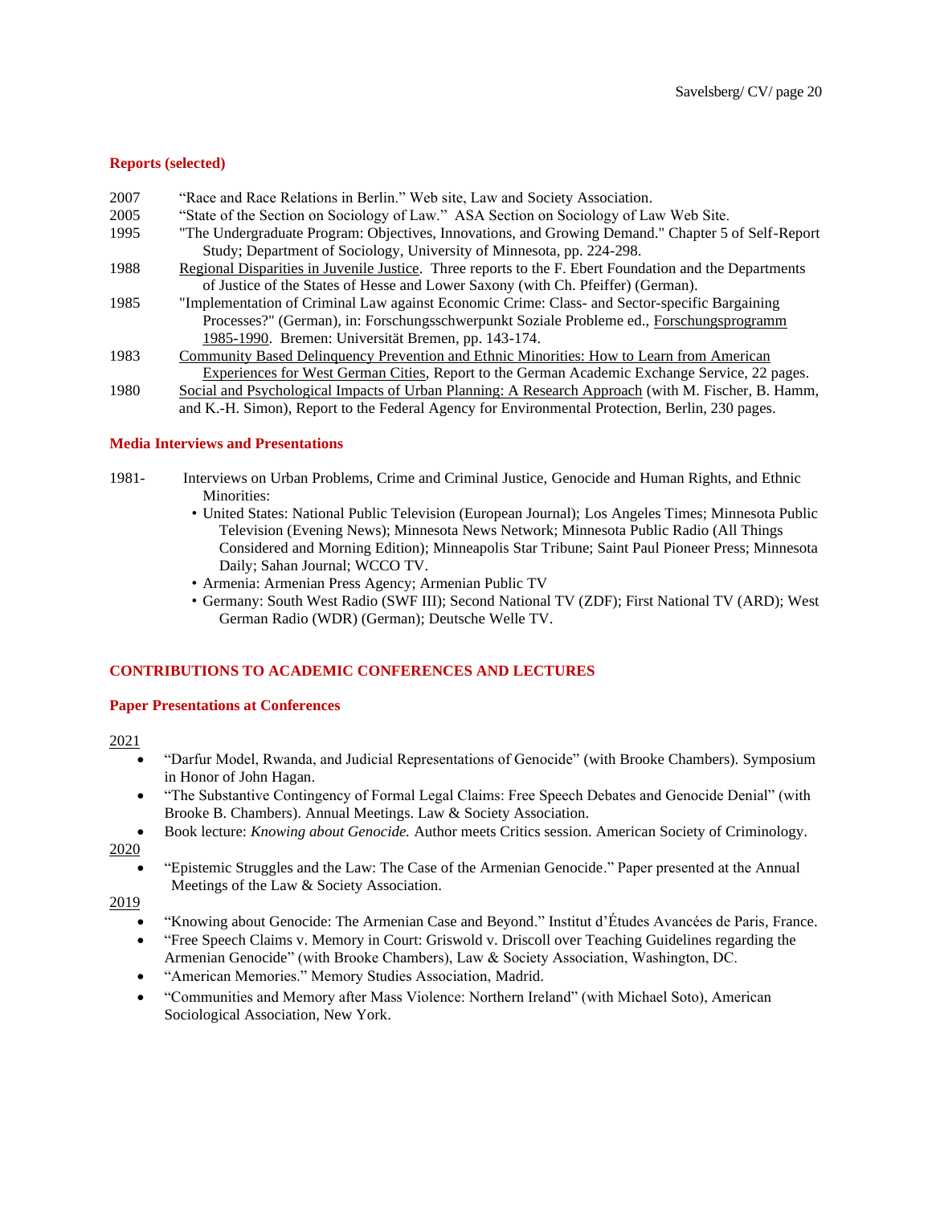### Reports (selected)

2007 “Race and Race Relations in Berlin.” Web site, Law and Society Association.

2005 “State of the Section on Sociology of Law.” ASA Section on Sociology of Law Web Site.

1995 "The Undergraduate Program: Objectives, Innovations, and Growing Demand." Chapter 5 of Self-Report Study; Department of Sociology, University of Minnesota, pp. 224-298.

1988 Regional Disparities in Juvenile Justice. Three reports to the F. Ebert Foundation and the Departments of Justice of the States of Hesse and Lower Saxony (with Ch. Pfeiffer) (German).

1985 "Implementation of Criminal Law against Economic Crime: Class- and Sector-specific Bargaining Processes?" (German), in: Forschungsschwerpunkt Soziale Probleme ed., Forschungsprogramm 1985-1990. Bremen: Universität Bremen, pp. 143-174.

1983 Community Based Delinquency Prevention and Ethnic Minorities: How to Learn from American Experiences for West German Cities, Report to the German Academic Exchange Service, 22 pages.

1980 Social and Psychological Impacts of Urban Planning: A Research Approach (with M. Fischer, B. Hamm, and K.-H. Simon), Report to the Federal Agency for Environmental Protection, Berlin, 230 pages.

### Media Interviews and Presentations

1981- Interviews on Urban Problems, Crime and Criminal Justice, Genocide and Human Rights, and Ethnic Minorities:

- United States: National Public Television (European Journal); Los Angeles Times; Minnesota Public Television (Evening News); Minnesota News Network; Minnesota Public Radio (All Things Considered and Morning Edition); Minneapolis Star Tribune; Saint Paul Pioneer Press; Minnesota Daily; Sahan Journal; WCCO TV.
- Armenia: Armenian Press Agency; Armenian Public TV
- Germany: South West Radio (SWF III); Second National TV (ZDF); First National TV (ARD); West German Radio (WDR) (German); Deutsche Welle TV.

## CONTRIBUTIONS TO ACADEMIC CONFERENCES AND LECTURES

### Paper Presentations at Conferences

2021

- “Darfur Model, Rwanda, and Judicial Representations of Genocide” (with Brooke Chambers). Symposium in Honor of John Hagan.
- “The Substantive Contingency of Formal Legal Claims: Free Speech Debates and Genocide Denial” (with Brooke B. Chambers). Annual Meetings. Law & Society Association.
- Book lecture: *Knowing about Genocide.* Author meets Critics session. American Society of Criminology.

2020

- “Epistemic Struggles and the Law: The Case of the Armenian Genocide.” Paper presented at the Annual Meetings of the Law & Society Association.

2019

- “Knowing about Genocide: The Armenian Case and Beyond.” Institut d’Études Avancées de Paris, France.
- “Free Speech Claims v. Memory in Court: Griswold v. Driscoll over Teaching Guidelines regarding the Armenian Genocide” (with Brooke Chambers), Law & Society Association, Washington, DC.
- “American Memories.” Memory Studies Association, Madrid.
- “Communities and Memory after Mass Violence: Northern Ireland” (with Michael Soto), American Sociological Association, New York.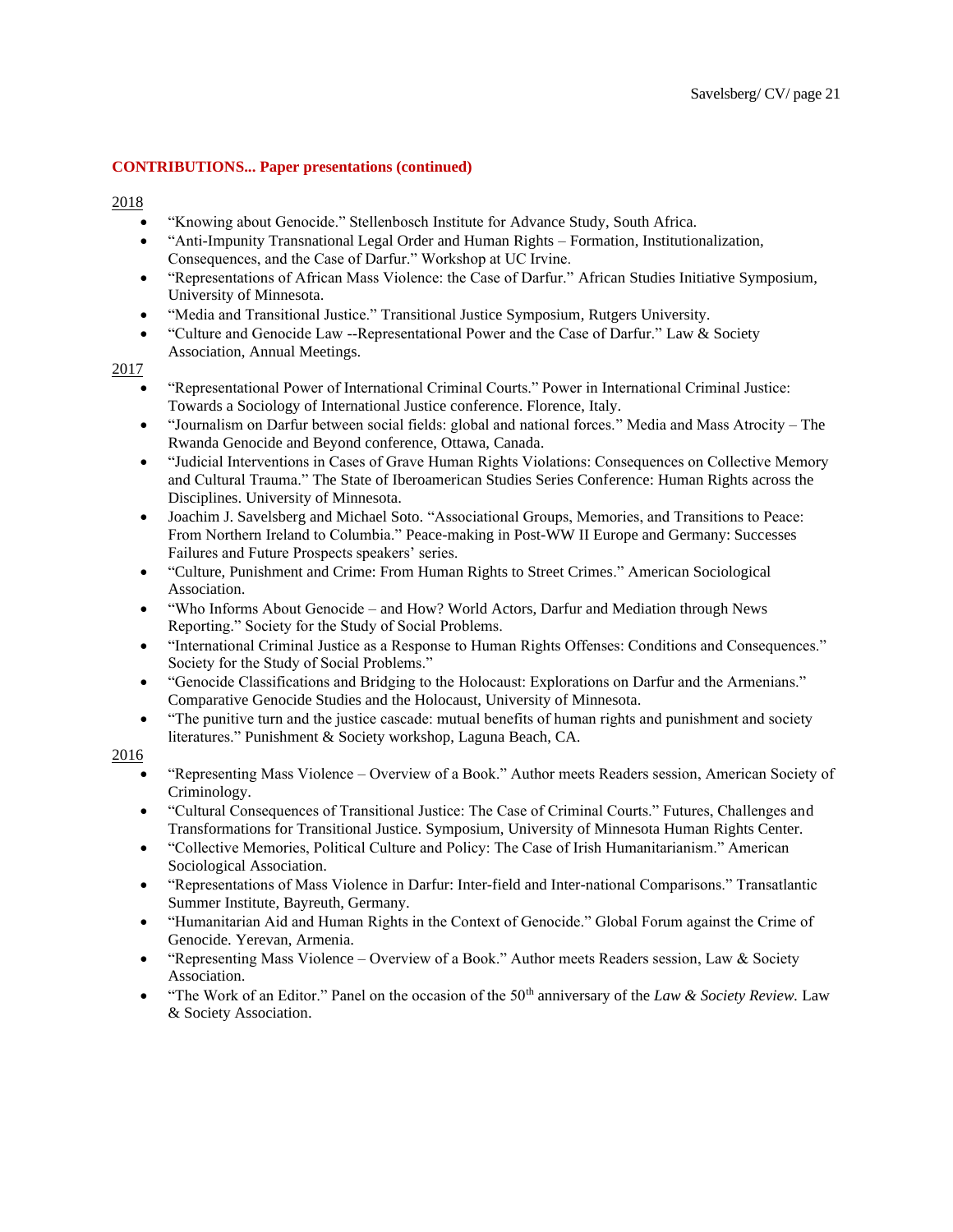**CONTRIBUTIONS... Paper presentations (continued)**

2018

- "Knowing about Genocide." Stellenbosch Institute for Advance Study, South Africa.
- "Anti-Impunity Transnational Legal Order and Human Rights – Formation, Institutionalization, Consequences, and the Case of Darfur." Workshop at UC Irvine.
- "Representations of African Mass Violence: the Case of Darfur." African Studies Initiative Symposium, University of Minnesota.
- "Media and Transitional Justice." Transitional Justice Symposium, Rutgers University.
- "Culture and Genocide Law --Representational Power and the Case of Darfur." Law & Society Association, Annual Meetings.

2017

- "Representational Power of International Criminal Courts." Power in International Criminal Justice: Towards a Sociology of International Justice conference. Florence, Italy.
- "Journalism on Darfur between social fields: global and national forces." Media and Mass Atrocity – The Rwanda Genocide and Beyond conference, Ottawa, Canada.
- "Judicial Interventions in Cases of Grave Human Rights Violations: Consequences on Collective Memory and Cultural Trauma." The State of Iberoamerican Studies Series Conference: Human Rights across the Disciplines. University of Minnesota.
- Joachim J. Savelsberg and Michael Soto. "Associational Groups, Memories, and Transitions to Peace: From Northern Ireland to Columbia." Peace-making in Post-WW II Europe and Germany: Successes Failures and Future Prospects speakers' series.
- "Culture, Punishment and Crime: From Human Rights to Street Crimes." American Sociological Association.
- "Who Informs About Genocide – and How? World Actors, Darfur and Mediation through News Reporting." Society for the Study of Social Problems.
- "International Criminal Justice as a Response to Human Rights Offenses: Conditions and Consequences." Society for the Study of Social Problems."
- "Genocide Classifications and Bridging to the Holocaust: Explorations on Darfur and the Armenians." Comparative Genocide Studies and the Holocaust, University of Minnesota.
- "The punitive turn and the justice cascade: mutual benefits of human rights and punishment and society literatures." Punishment & Society workshop, Laguna Beach, CA.

2016

- "Representing Mass Violence – Overview of a Book." Author meets Readers session, American Society of Criminology.
- "Cultural Consequences of Transitional Justice: The Case of Criminal Courts." Futures, Challenges and Transformations for Transitional Justice. Symposium, University of Minnesota Human Rights Center.
- "Collective Memories, Political Culture and Policy: The Case of Irish Humanitarianism." American Sociological Association.
- "Representations of Mass Violence in Darfur: Inter-field and Inter-national Comparisons." Transatlantic Summer Institute, Bayreuth, Germany.
- "Humanitarian Aid and Human Rights in the Context of Genocide." Global Forum against the Crime of Genocide. Yerevan, Armenia.
- "Representing Mass Violence – Overview of a Book." Author meets Readers session, Law & Society Association.
- "The Work of an Editor." Panel on the occasion of the 50th anniversary of the *Law & Society Review.* Law & Society Association.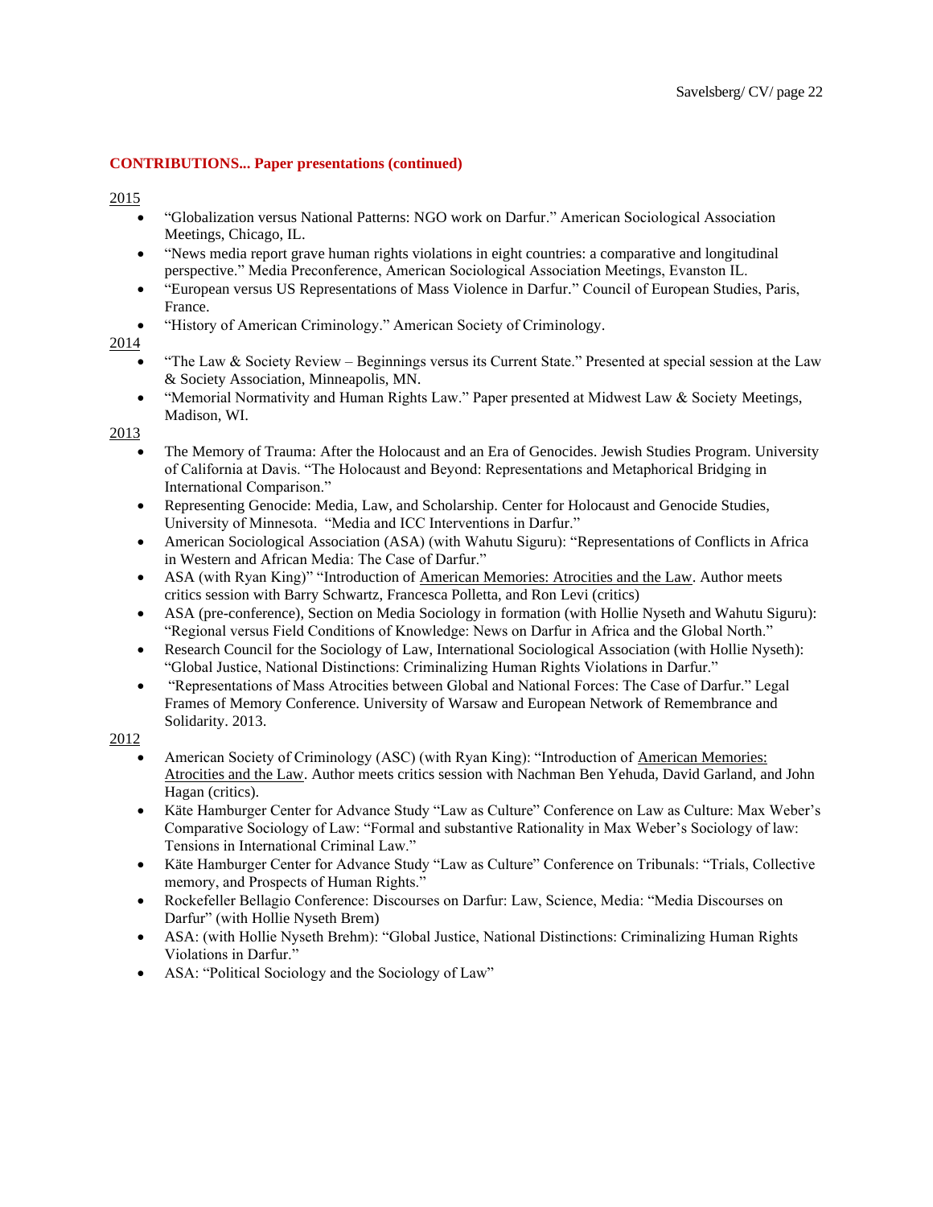**CONTRIBUTIONS... Paper presentations (continued)**

2015

- "Globalization versus National Patterns: NGO work on Darfur." American Sociological Association Meetings, Chicago, IL.
- "News media report grave human rights violations in eight countries: a comparative and longitudinal perspective." Media Preconference, American Sociological Association Meetings, Evanston IL.
- "European versus US Representations of Mass Violence in Darfur." Council of European Studies, Paris, France.
- "History of American Criminology." American Society of Criminology.

2014

- "The Law & Society Review – Beginnings versus its Current State." Presented at special session at the Law & Society Association, Minneapolis, MN.
- "Memorial Normativity and Human Rights Law." Paper presented at Midwest Law & Society Meetings, Madison, WI.

2013

- The Memory of Trauma: After the Holocaust and an Era of Genocides. Jewish Studies Program. University of California at Davis. "The Holocaust and Beyond: Representations and Metaphorical Bridging in International Comparison."
- Representing Genocide: Media, Law, and Scholarship. Center for Holocaust and Genocide Studies, University of Minnesota. "Media and ICC Interventions in Darfur."
- American Sociological Association (ASA) (with Wahutu Siguru): "Representations of Conflicts in Africa in Western and African Media: The Case of Darfur."
- ASA (with Ryan King)" "Introduction of American Memories: Atrocities and the Law. Author meets critics session with Barry Schwartz, Francesca Polletta, and Ron Levi (critics)
- ASA (pre-conference), Section on Media Sociology in formation (with Hollie Nyseth and Wahutu Siguru): "Regional versus Field Conditions of Knowledge: News on Darfur in Africa and the Global North."
- Research Council for the Sociology of Law, International Sociological Association (with Hollie Nyseth): "Global Justice, National Distinctions: Criminalizing Human Rights Violations in Darfur."
- "Representations of Mass Atrocities between Global and National Forces: The Case of Darfur." Legal Frames of Memory Conference. University of Warsaw and European Network of Remembrance and Solidarity. 2013.

2012

- American Society of Criminology (ASC) (with Ryan King): "Introduction of American Memories: Atrocities and the Law. Author meets critics session with Nachman Ben Yehuda, David Garland, and John Hagan (critics).
- Käte Hamburger Center for Advance Study "Law as Culture" Conference on Law as Culture: Max Weber's Comparative Sociology of Law: "Formal and substantive Rationality in Max Weber's Sociology of law: Tensions in International Criminal Law."
- Käte Hamburger Center for Advance Study "Law as Culture" Conference on Tribunals: "Trials, Collective memory, and Prospects of Human Rights."
- Rockefeller Bellagio Conference: Discourses on Darfur: Law, Science, Media: "Media Discourses on Darfur" (with Hollie Nyseth Brem)
- ASA: (with Hollie Nyseth Brehm): "Global Justice, National Distinctions: Criminalizing Human Rights Violations in Darfur."
- ASA: "Political Sociology and the Sociology of Law"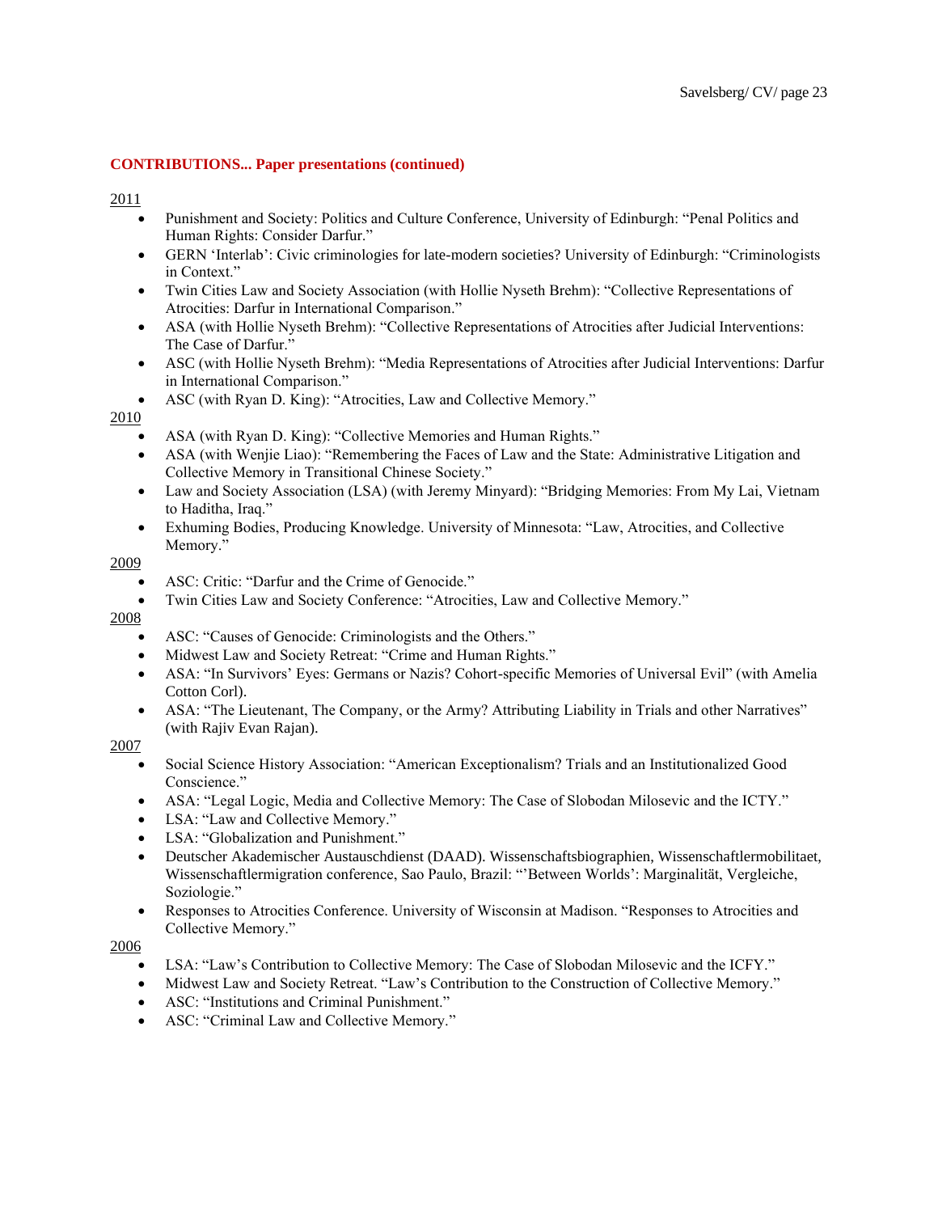**CONTRIBUTIONS... Paper presentations (continued)**

2011

- Punishment and Society: Politics and Culture Conference, University of Edinburgh: "Penal Politics and Human Rights: Consider Darfur."
- GERN 'Interlab': Civic criminologies for late-modern societies? University of Edinburgh: "Criminologists in Context."
- Twin Cities Law and Society Association (with Hollie Nyseth Brehm): "Collective Representations of Atrocities: Darfur in International Comparison."
- ASA (with Hollie Nyseth Brehm): "Collective Representations of Atrocities after Judicial Interventions: The Case of Darfur."
- ASC (with Hollie Nyseth Brehm): "Media Representations of Atrocities after Judicial Interventions: Darfur in International Comparison."
- ASC (with Ryan D. King): "Atrocities, Law and Collective Memory."

2010

- ASA (with Ryan D. King): "Collective Memories and Human Rights."
- ASA (with Wenjie Liao): "Remembering the Faces of Law and the State: Administrative Litigation and Collective Memory in Transitional Chinese Society."
- Law and Society Association (LSA) (with Jeremy Minyard): "Bridging Memories: From My Lai, Vietnam to Haditha, Iraq."
- Exhuming Bodies, Producing Knowledge. University of Minnesota: "Law, Atrocities, and Collective Memory."

2009

- ASC: Critic: "Darfur and the Crime of Genocide."
- Twin Cities Law and Society Conference: "Atrocities, Law and Collective Memory."

2008

- ASC: "Causes of Genocide: Criminologists and the Others."
- Midwest Law and Society Retreat: "Crime and Human Rights."
- ASA: "In Survivors' Eyes: Germans or Nazis? Cohort-specific Memories of Universal Evil" (with Amelia Cotton Corl).
- ASA: "The Lieutenant, The Company, or the Army? Attributing Liability in Trials and other Narratives" (with Rajiv Evan Rajan).

2007

- Social Science History Association: "American Exceptionalism? Trials and an Institutionalized Good Conscience."
- ASA: "Legal Logic, Media and Collective Memory: The Case of Slobodan Milosevic and the ICTY."
- LSA: "Law and Collective Memory."
- LSA: "Globalization and Punishment."
- Deutscher Akademischer Austauschdienst (DAAD). Wissenschaftsbiographien, Wissenschaftlermobilitaet, Wissenschaftlermigration conference, Sao Paulo, Brazil: "'Between Worlds': Marginalität, Vergleiche, Soziologie."
- Responses to Atrocities Conference. University of Wisconsin at Madison. "Responses to Atrocities and Collective Memory."

2006

- LSA: "Law's Contribution to Collective Memory: The Case of Slobodan Milosevic and the ICFY."
- Midwest Law and Society Retreat. "Law's Contribution to the Construction of Collective Memory."
- ASC: "Institutions and Criminal Punishment."
- ASC: "Criminal Law and Collective Memory."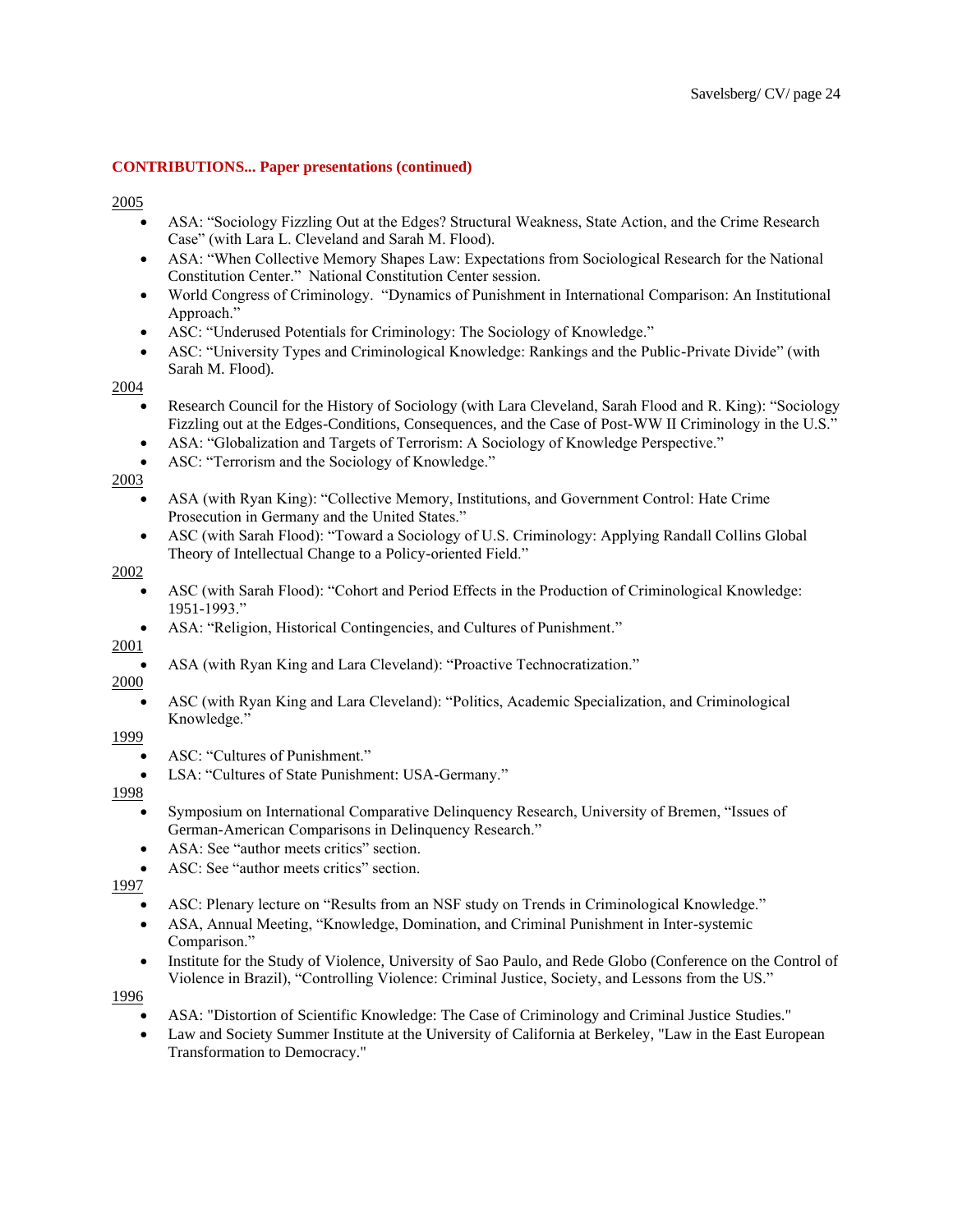**CONTRIBUTIONS... Paper presentations (continued)**

2005

- ASA: "Sociology Fizzling Out at the Edges? Structural Weakness, State Action, and the Crime Research Case" (with Lara L. Cleveland and Sarah M. Flood).
- ASA: "When Collective Memory Shapes Law: Expectations from Sociological Research for the National Constitution Center." National Constitution Center session.
- World Congress of Criminology. "Dynamics of Punishment in International Comparison: An Institutional Approach."
- ASC: "Underused Potentials for Criminology: The Sociology of Knowledge."
- ASC: "University Types and Criminological Knowledge: Rankings and the Public-Private Divide" (with Sarah M. Flood).

2004

- Research Council for the History of Sociology (with Lara Cleveland, Sarah Flood and R. King): "Sociology Fizzling out at the Edges-Conditions, Consequences, and the Case of Post-WW II Criminology in the U.S."
- ASA: "Globalization and Targets of Terrorism: A Sociology of Knowledge Perspective."
- ASC: "Terrorism and the Sociology of Knowledge."

2003

- ASA (with Ryan King): "Collective Memory, Institutions, and Government Control: Hate Crime Prosecution in Germany and the United States."
- ASC (with Sarah Flood): "Toward a Sociology of U.S. Criminology: Applying Randall Collins Global Theory of Intellectual Change to a Policy-oriented Field."

2002

- ASC (with Sarah Flood): "Cohort and Period Effects in the Production of Criminological Knowledge: 1951-1993."
- ASA: "Religion, Historical Contingencies, and Cultures of Punishment."

2001

- ASA (with Ryan King and Lara Cleveland): "Proactive Technocratization."

2000

- ASC (with Ryan King and Lara Cleveland): "Politics, Academic Specialization, and Criminological Knowledge."

1999

- ASC: "Cultures of Punishment."
- LSA: "Cultures of State Punishment: USA-Germany."

1998

- Symposium on International Comparative Delinquency Research, University of Bremen, "Issues of German-American Comparisons in Delinquency Research."
- ASA: See "author meets critics" section.
- ASC: See "author meets critics" section.

1997

- ASC: Plenary lecture on "Results from an NSF study on Trends in Criminological Knowledge."
- ASA, Annual Meeting, "Knowledge, Domination, and Criminal Punishment in Inter-systemic Comparison."
- Institute for the Study of Violence, University of Sao Paulo, and Rede Globo (Conference on the Control of Violence in Brazil), "Controlling Violence: Criminal Justice, Society, and Lessons from the US."

1996

- ASA: "Distortion of Scientific Knowledge: The Case of Criminology and Criminal Justice Studies."
- Law and Society Summer Institute at the University of California at Berkeley, "Law in the East European Transformation to Democracy."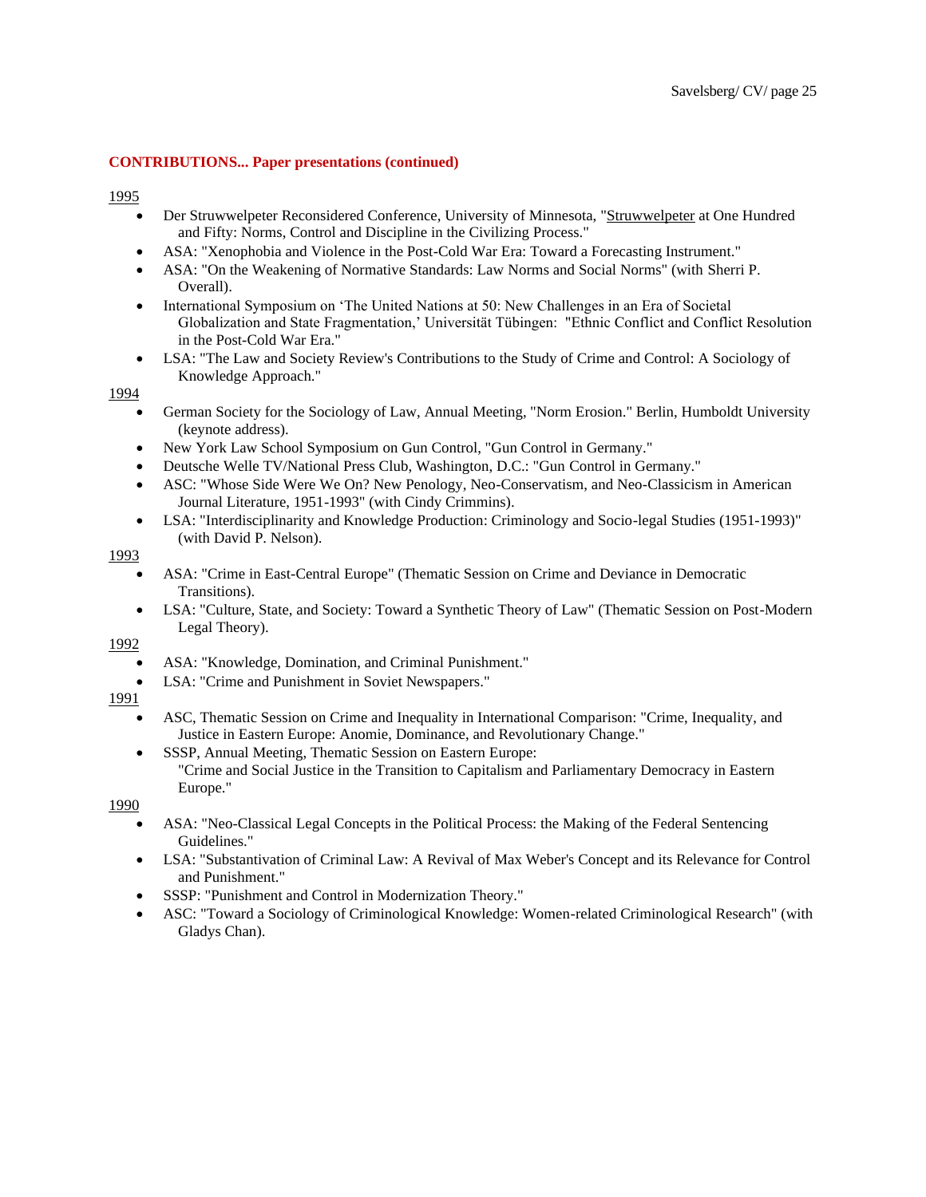**CONTRIBUTIONS... Paper presentations (continued)**

<u>1995</u>

- Der Struwwelpeter Reconsidered Conference, University of Minnesota, "<u>Struwwelpeter</u> at One Hundred and Fifty: Norms, Control and Discipline in the Civilizing Process."
- ASA: "Xenophobia and Violence in the Post-Cold War Era: Toward a Forecasting Instrument."
- ASA: "On the Weakening of Normative Standards: Law Norms and Social Norms" (with Sherri P. Overall).
- International Symposium on 'The United Nations at 50: New Challenges in an Era of Societal Globalization and State Fragmentation,' Universität Tübingen: "Ethnic Conflict and Conflict Resolution in the Post-Cold War Era."
- LSA: "The Law and Society Review's Contributions to the Study of Crime and Control: A Sociology of Knowledge Approach."

<u>1994</u>

- German Society for the Sociology of Law, Annual Meeting, "Norm Erosion." Berlin, Humboldt University (keynote address).
- New York Law School Symposium on Gun Control, "Gun Control in Germany."
- Deutsche Welle TV/National Press Club, Washington, D.C.: "Gun Control in Germany."
- ASC: "Whose Side Were We On? New Penology, Neo-Conservatism, and Neo-Classicism in American Journal Literature, 1951-1993" (with Cindy Crimmins).
- LSA: "Interdisciplinarity and Knowledge Production: Criminology and Socio-legal Studies (1951-1993)" (with David P. Nelson).

<u>1993</u>

- ASA: "Crime in East-Central Europe" (Thematic Session on Crime and Deviance in Democratic Transitions).
- LSA: "Culture, State, and Society: Toward a Synthetic Theory of Law" (Thematic Session on Post-Modern Legal Theory).

<u>1992</u>

- ASA: "Knowledge, Domination, and Criminal Punishment."
- LSA: "Crime and Punishment in Soviet Newspapers."

<u>1991</u>

- ASC, Thematic Session on Crime and Inequality in International Comparison: "Crime, Inequality, and Justice in Eastern Europe: Anomie, Dominance, and Revolutionary Change."
- SSSP, Annual Meeting, Thematic Session on Eastern Europe: "Crime and Social Justice in the Transition to Capitalism and Parliamentary Democracy in Eastern Europe."

<u>1990</u>

- ASA: "Neo-Classical Legal Concepts in the Political Process: the Making of the Federal Sentencing Guidelines."
- LSA: "Substantivation of Criminal Law: A Revival of Max Weber's Concept and its Relevance for Control and Punishment."
- SSSP: "Punishment and Control in Modernization Theory."
- ASC: "Toward a Sociology of Criminological Knowledge: Women-related Criminological Research" (with Gladys Chan).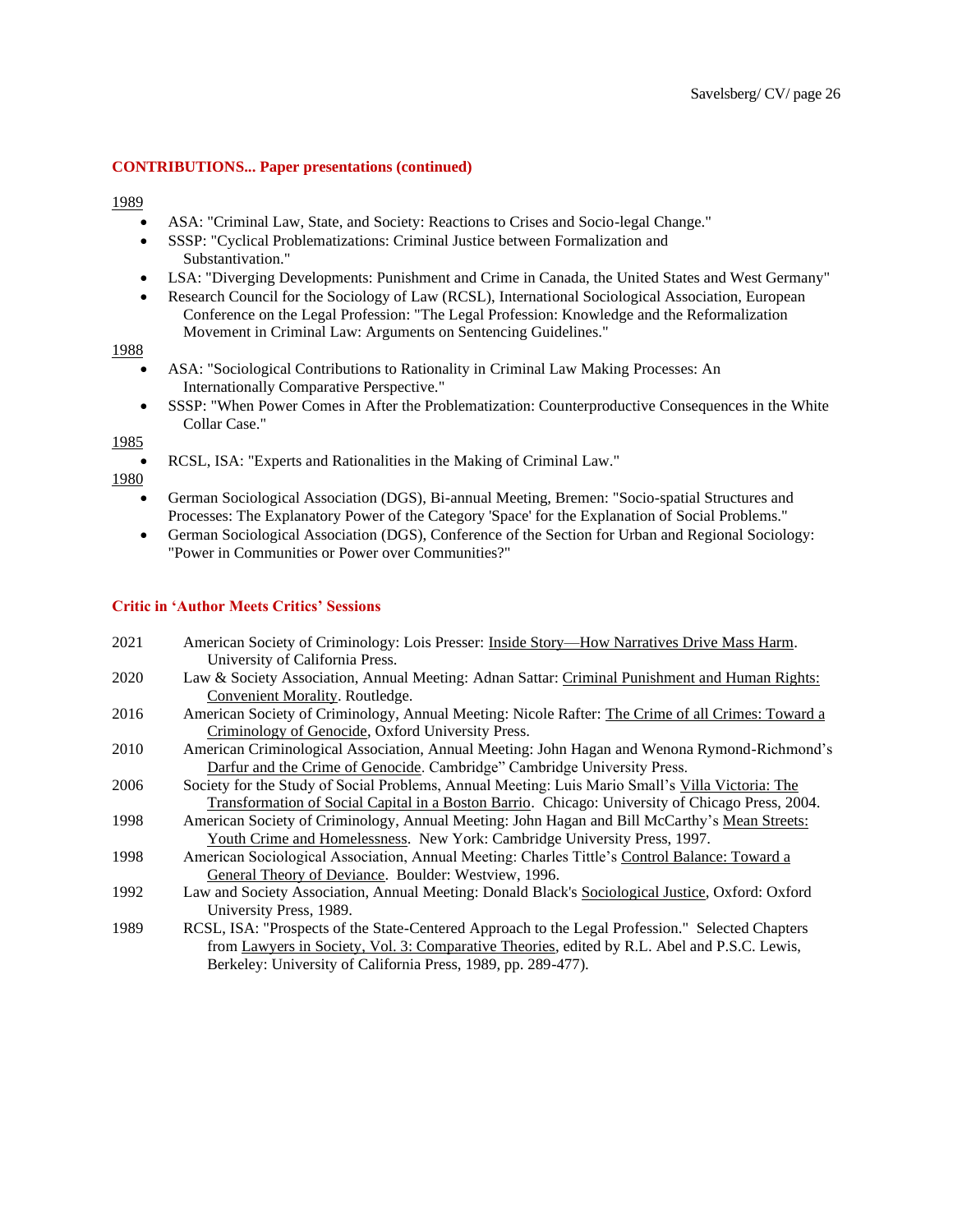### CONTRIBUTIONS... Paper presentations (continued)

1989

- ASA: "Criminal Law, State, and Society: Reactions to Crises and Socio-legal Change."
- SSSP: "Cyclical Problematizations: Criminal Justice between Formalization and Substantivation."
- LSA: "Diverging Developments: Punishment and Crime in Canada, the United States and West Germany"
- Research Council for the Sociology of Law (RCSL), International Sociological Association, European Conference on the Legal Profession: "The Legal Profession: Knowledge and the Reformalization Movement in Criminal Law: Arguments on Sentencing Guidelines."

1988

- ASA: "Sociological Contributions to Rationality in Criminal Law Making Processes: An Internationally Comparative Perspective."
- SSSP: "When Power Comes in After the Problematization: Counterproductive Consequences in the White Collar Case."

1985

- RCSL, ISA: "Experts and Rationalities in the Making of Criminal Law."

1980

- German Sociological Association (DGS), Bi-annual Meeting, Bremen: "Socio-spatial Structures and Processes: The Explanatory Power of the Category 'Space' for the Explanation of Social Problems."
- German Sociological Association (DGS), Conference of the Section for Urban and Regional Sociology: "Power in Communities or Power over Communities?"

### Critic in 'Author Meets Critics' Sessions

2021 American Society of Criminology: Lois Presser: Inside Story—How Narratives Drive Mass Harm. University of California Press.

2020 Law & Society Association, Annual Meeting: Adnan Sattar: Criminal Punishment and Human Rights: Convenient Morality. Routledge.

2016 American Society of Criminology, Annual Meeting: Nicole Rafter: The Crime of all Crimes: Toward a Criminology of Genocide, Oxford University Press.

2010 American Criminological Association, Annual Meeting: John Hagan and Wenona Rymond-Richmond's Darfur and the Crime of Genocide. Cambridge" Cambridge University Press.

2006 Society for the Study of Social Problems, Annual Meeting: Luis Mario Small's Villa Victoria: The Transformation of Social Capital in a Boston Barrio. Chicago: University of Chicago Press, 2004.

1998 American Society of Criminology, Annual Meeting: John Hagan and Bill McCarthy's Mean Streets: Youth Crime and Homelessness. New York: Cambridge University Press, 1997.

1998 American Sociological Association, Annual Meeting: Charles Tittle's Control Balance: Toward a General Theory of Deviance. Boulder: Westview, 1996.

1992 Law and Society Association, Annual Meeting: Donald Black's Sociological Justice, Oxford: Oxford University Press, 1989.

1989 RCSL, ISA: "Prospects of the State-Centered Approach to the Legal Profession." Selected Chapters from Lawyers in Society, Vol. 3: Comparative Theories, edited by R.L. Abel and P.S.C. Lewis, Berkeley: University of California Press, 1989, pp. 289-477).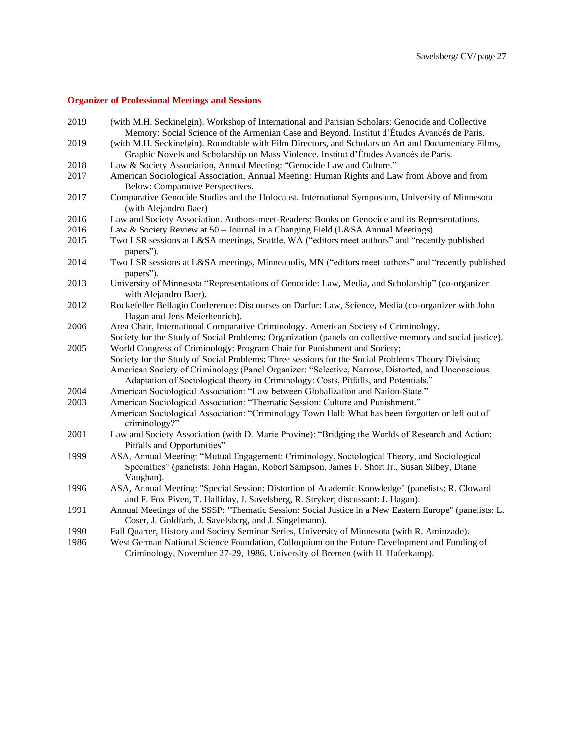## Organizer of Professional Meetings and Sessions

2019 (with M.H. Seckinelgin). Workshop of International and Parisian Scholars: Genocide and Collective Memory: Social Science of the Armenian Case and Beyond. Institut d'Études Avancés de Paris.

2019 (with M.H. Seckinelgin). Roundtable with Film Directors, and Scholars on Art and Documentary Films, Graphic Novels and Scholarship on Mass Violence. Institut d'Études Avancés de Paris.

2018 Law & Society Association, Annual Meeting: "Genocide Law and Culture."

2017 American Sociological Association, Annual Meeting: Human Rights and Law from Above and from Below: Comparative Perspectives.

2017 Comparative Genocide Studies and the Holocaust. International Symposium, University of Minnesota (with Alejandro Baer)

2016 Law and Society Association. Authors-meet-Readers: Books on Genocide and its Representations.

2016 Law & Society Review at 50 – Journal in a Changing Field (L&SA Annual Meetings)

2015 Two LSR sessions at L&SA meetings, Seattle, WA ("editors meet authors" and "recently published papers").

2014 Two LSR sessions at L&SA meetings, Minneapolis, MN ("editors meet authors" and "recently published papers").

2013 University of Minnesota "Representations of Genocide: Law, Media, and Scholarship" (co-organizer with Alejandro Baer).

2012 Rockefeller Bellagio Conference: Discourses on Darfur: Law, Science, Media (co-organizer with John Hagan and Jens Meierhenrich).

2006 Area Chair, International Comparative Criminology. American Society of Criminology.
Society for the Study of Social Problems: Organization (panels on collective memory and social justice).

2005 World Congress of Criminology: Program Chair for Punishment and Society;
Society for the Study of Social Problems: Three sessions for the Social Problems Theory Division;
American Society of Criminology (Panel Organizer: "Selective, Narrow, Distorted, and Unconscious Adaptation of Sociological theory in Criminology: Costs, Pitfalls, and Potentials."

2004 American Sociological Association: "Law between Globalization and Nation-State."

2003 American Sociological Association: "Thematic Session: Culture and Punishment."
American Sociological Association: "Criminology Town Hall: What has been forgotten or left out of criminology?"

2001 Law and Society Association (with D. Marie Provine): "Bridging the Worlds of Research and Action: Pitfalls and Opportunities"

1999 ASA, Annual Meeting: "Mutual Engagement: Criminology, Sociological Theory, and Sociological Specialties" (panelists: John Hagan, Robert Sampson, James F. Short Jr., Susan Silbey, Diane Vaughan).

1996 ASA, Annual Meeting: "Special Session: Distortion of Academic Knowledge" (panelists: R. Cloward and F. Fox Piven, T. Halliday, J. Savelsberg, R. Stryker; discussant: J. Hagan).

1991 Annual Meetings of the SSSP: "Thematic Session: Social Justice in a New Eastern Europe" (panelists: L. Coser, J. Goldfarb, J. Savelsberg, and J. Singelmann).

1990 Fall Quarter, History and Society Seminar Series, University of Minnesota (with R. Aminzade).

1986 West German National Science Foundation, Colloquium on the Future Development and Funding of Criminology, November 27-29, 1986, University of Bremen (with H. Haferkamp).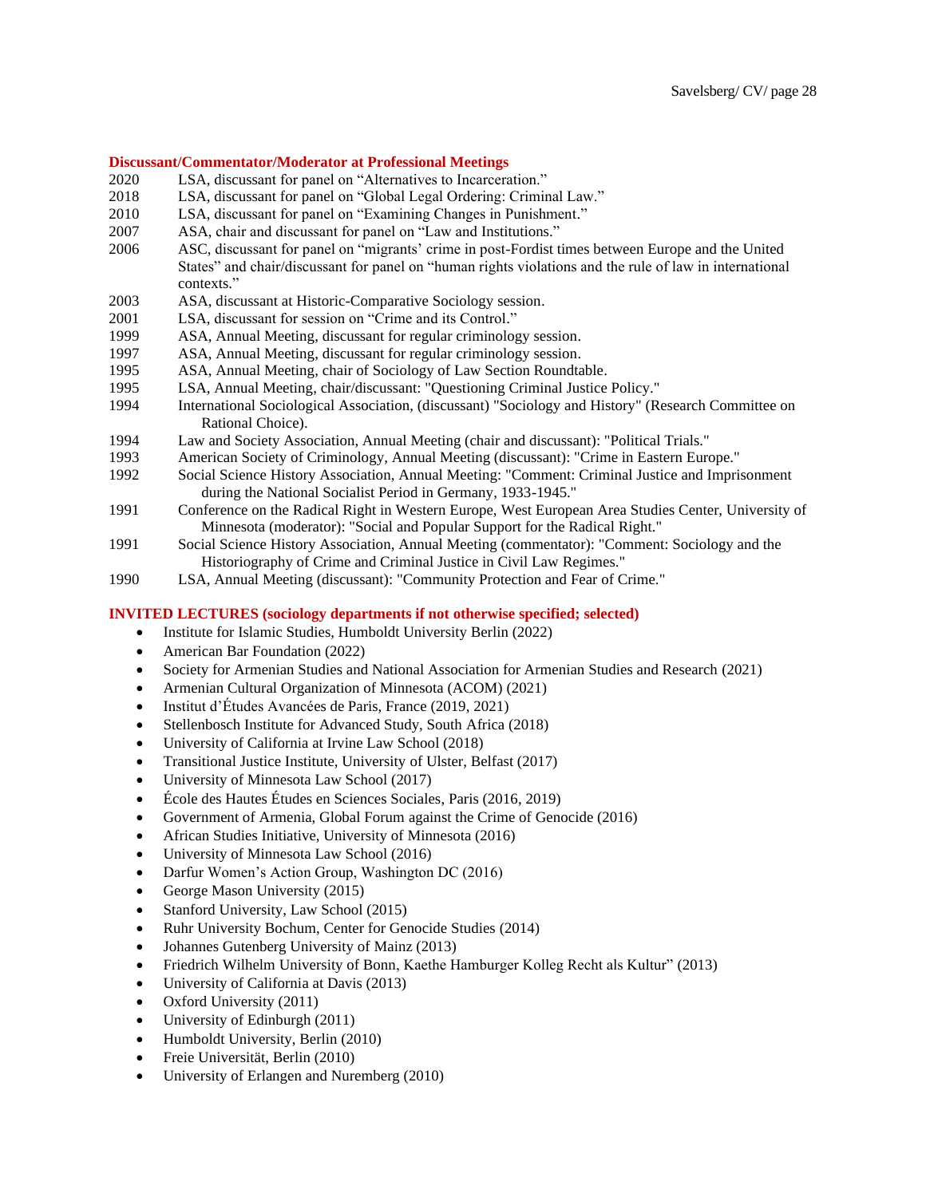**Discussant/Commentator/Moderator at Professional Meetings**

2020 LSA, discussant for panel on "Alternatives to Incarceration."
2018 LSA, discussant for panel on "Global Legal Ordering: Criminal Law."
2010 LSA, discussant for panel on "Examining Changes in Punishment."
2007 ASA, chair and discussant for panel on "Law and Institutions."
2006 ASC, discussant for panel on "migrants' crime in post-Fordist times between Europe and the United States" and chair/discussant for panel on "human rights violations and the rule of law in international contexts."
2003 ASA, discussant at Historic-Comparative Sociology session.
2001 LSA, discussant for session on "Crime and its Control."
1999 ASA, Annual Meeting, discussant for regular criminology session.
1997 ASA, Annual Meeting, discussant for regular criminology session.
1995 ASA, Annual Meeting, chair of Sociology of Law Section Roundtable.
1995 LSA, Annual Meeting, chair/discussant: "Questioning Criminal Justice Policy."
1994 International Sociological Association, (discussant) "Sociology and History" (Research Committee on Rational Choice).
1994 Law and Society Association, Annual Meeting (chair and discussant): "Political Trials."
1993 American Society of Criminology, Annual Meeting (discussant): "Crime in Eastern Europe."
1992 Social Science History Association, Annual Meeting: "Comment: Criminal Justice and Imprisonment during the National Socialist Period in Germany, 1933-1945."
1991 Conference on the Radical Right in Western Europe, West European Area Studies Center, University of Minnesota (moderator): "Social and Popular Support for the Radical Right."
1991 Social Science History Association, Annual Meeting (commentator): "Comment: Sociology and the Historiography of Crime and Criminal Justice in Civil Law Regimes."
1990 LSA, Annual Meeting (discussant): "Community Protection and Fear of Crime."

**INVITED LECTURES (sociology departments if not otherwise specified; selected)**

- Institute for Islamic Studies, Humboldt University Berlin (2022)
- American Bar Foundation (2022)
- Society for Armenian Studies and National Association for Armenian Studies and Research (2021)
- Armenian Cultural Organization of Minnesota (ACOM) (2021)
- Institut d'Études Avancées de Paris, France (2019, 2021)
- Stellenbosch Institute for Advanced Study, South Africa (2018)
- University of California at Irvine Law School (2018)
- Transitional Justice Institute, University of Ulster, Belfast (2017)
- University of Minnesota Law School (2017)
- École des Hautes Études en Sciences Sociales, Paris (2016, 2019)
- Government of Armenia, Global Forum against the Crime of Genocide (2016)
- African Studies Initiative, University of Minnesota (2016)
- University of Minnesota Law School (2016)
- Darfur Women's Action Group, Washington DC (2016)
- George Mason University (2015)
- Stanford University, Law School (2015)
- Ruhr University Bochum, Center for Genocide Studies (2014)
- Johannes Gutenberg University of Mainz (2013)
- Friedrich Wilhelm University of Bonn, Kaethe Hamburger Kolleg Recht als Kultur" (2013)
- University of California at Davis (2013)
- Oxford University (2011)
- University of Edinburgh (2011)
- Humboldt University, Berlin (2010)
- Freie Universität, Berlin (2010)
- University of Erlangen and Nuremberg (2010)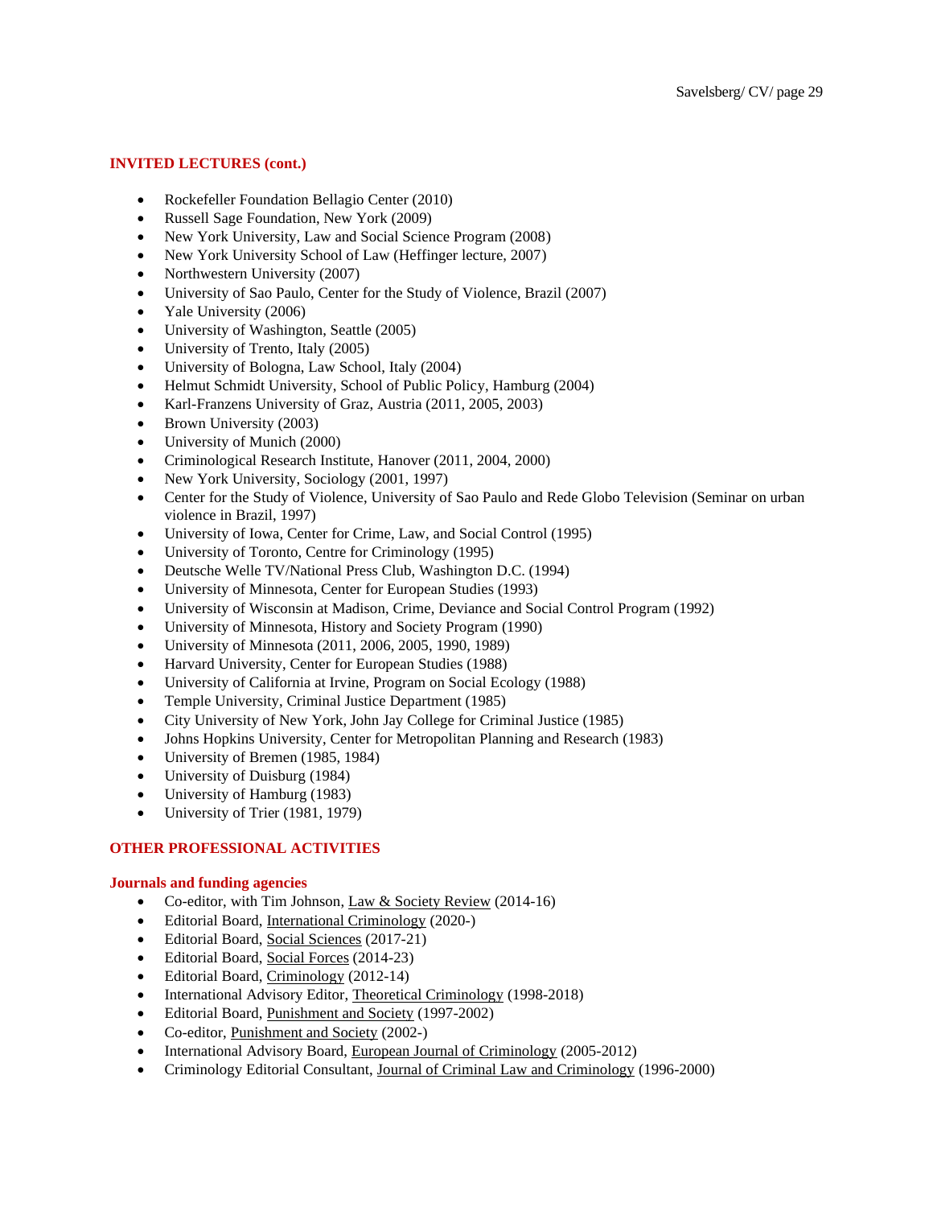## INVITED LECTURES (cont.)

- Rockefeller Foundation Bellagio Center (2010)
- Russell Sage Foundation, New York (2009)
- New York University, Law and Social Science Program (2008)
- New York University School of Law (Heffinger lecture, 2007)
- Northwestern University (2007)
- University of Sao Paulo, Center for the Study of Violence, Brazil (2007)
- Yale University (2006)
- University of Washington, Seattle (2005)
- University of Trento, Italy (2005)
- University of Bologna, Law School, Italy (2004)
- Helmut Schmidt University, School of Public Policy, Hamburg (2004)
- Karl-Franzens University of Graz, Austria (2011, 2005, 2003)
- Brown University (2003)
- University of Munich (2000)
- Criminological Research Institute, Hanover (2011, 2004, 2000)
- New York University, Sociology (2001, 1997)
- Center for the Study of Violence, University of Sao Paulo and Rede Globo Television (Seminar on urban violence in Brazil, 1997)
- University of Iowa, Center for Crime, Law, and Social Control (1995)
- University of Toronto, Centre for Criminology (1995)
- Deutsche Welle TV/National Press Club, Washington D.C. (1994)
- University of Minnesota, Center for European Studies (1993)
- University of Wisconsin at Madison, Crime, Deviance and Social Control Program (1992)
- University of Minnesota, History and Society Program (1990)
- University of Minnesota (2011, 2006, 2005, 1990, 1989)
- Harvard University, Center for European Studies (1988)
- University of California at Irvine, Program on Social Ecology (1988)
- Temple University, Criminal Justice Department (1985)
- City University of New York, John Jay College for Criminal Justice (1985)
- Johns Hopkins University, Center for Metropolitan Planning and Research (1983)
- University of Bremen (1985, 1984)
- University of Duisburg (1984)
- University of Hamburg (1983)
- University of Trier (1981, 1979)

## OTHER PROFESSIONAL ACTIVITIES

### Journals and funding agencies

- Co-editor, with Tim Johnson, Law & Society Review (2014-16)
- Editorial Board, International Criminology (2020-)
- Editorial Board, Social Sciences (2017-21)
- Editorial Board, Social Forces (2014-23)
- Editorial Board, Criminology (2012-14)
- International Advisory Editor, Theoretical Criminology (1998-2018)
- Editorial Board, Punishment and Society (1997-2002)
- Co-editor, Punishment and Society (2002-)
- International Advisory Board, European Journal of Criminology (2005-2012)
- Criminology Editorial Consultant, Journal of Criminal Law and Criminology (1996-2000)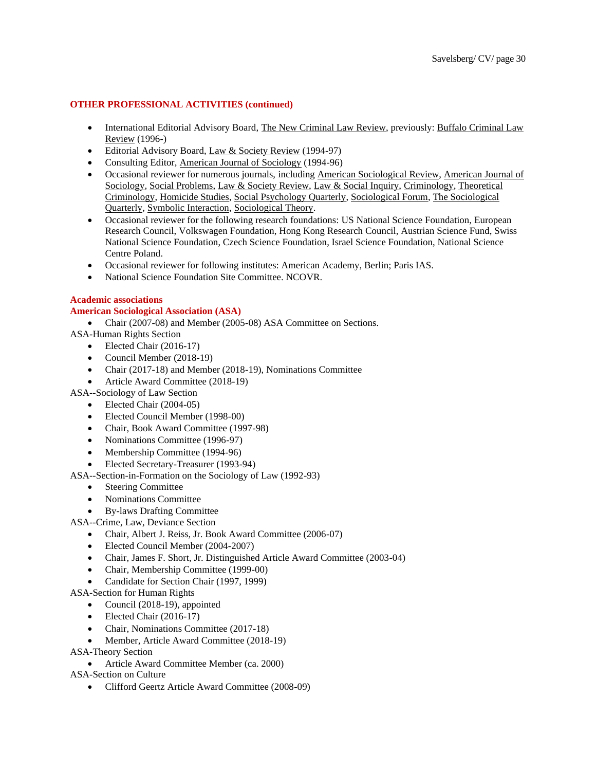## OTHER PROFESSIONAL ACTIVITIES (continued)

- International Editorial Advisory Board, The New Criminal Law Review, previously: Buffalo Criminal Law Review (1996-)
- Editorial Advisory Board, Law & Society Review (1994-97)
- Consulting Editor, American Journal of Sociology (1994-96)
- Occasional reviewer for numerous journals, including American Sociological Review, American Journal of Sociology, Social Problems, Law & Society Review, Law & Social Inquiry, Criminology, Theoretical Criminology, Homicide Studies, Social Psychology Quarterly, Sociological Forum, The Sociological Quarterly, Symbolic Interaction, Sociological Theory.
- Occasional reviewer for the following research foundations: US National Science Foundation, European Research Council, Volkswagen Foundation, Hong Kong Research Council, Austrian Science Fund, Swiss National Science Foundation, Czech Science Foundation, Israel Science Foundation, National Science Centre Poland.
- Occasional reviewer for following institutes: American Academy, Berlin; Paris IAS.
- National Science Foundation Site Committee. NCOVR.

### Academic associations

### American Sociological Association (ASA)

- Chair (2007-08) and Member (2005-08) ASA Committee on Sections.

ASA-Human Rights Section

- Elected Chair (2016-17)
- Council Member (2018-19)
- Chair (2017-18) and Member (2018-19), Nominations Committee
- Article Award Committee (2018-19)

ASA--Sociology of Law Section

- Elected Chair (2004-05)
- Elected Council Member (1998-00)
- Chair, Book Award Committee (1997-98)
- Nominations Committee (1996-97)
- Membership Committee (1994-96)
- Elected Secretary-Treasurer (1993-94)

ASA--Section-in-Formation on the Sociology of Law (1992-93)

- Steering Committee
- Nominations Committee
- By-laws Drafting Committee

ASA--Crime, Law, Deviance Section

- Chair, Albert J. Reiss, Jr. Book Award Committee (2006-07)
- Elected Council Member (2004-2007)
- Chair, James F. Short, Jr. Distinguished Article Award Committee (2003-04)
- Chair, Membership Committee (1999-00)
- Candidate for Section Chair (1997, 1999)

ASA-Section for Human Rights

- Council (2018-19), appointed
- Elected Chair (2016-17)
- Chair, Nominations Committee (2017-18)
- Member, Article Award Committee (2018-19)

ASA-Theory Section

- Article Award Committee Member (ca. 2000)

ASA-Section on Culture

- Clifford Geertz Article Award Committee (2008-09)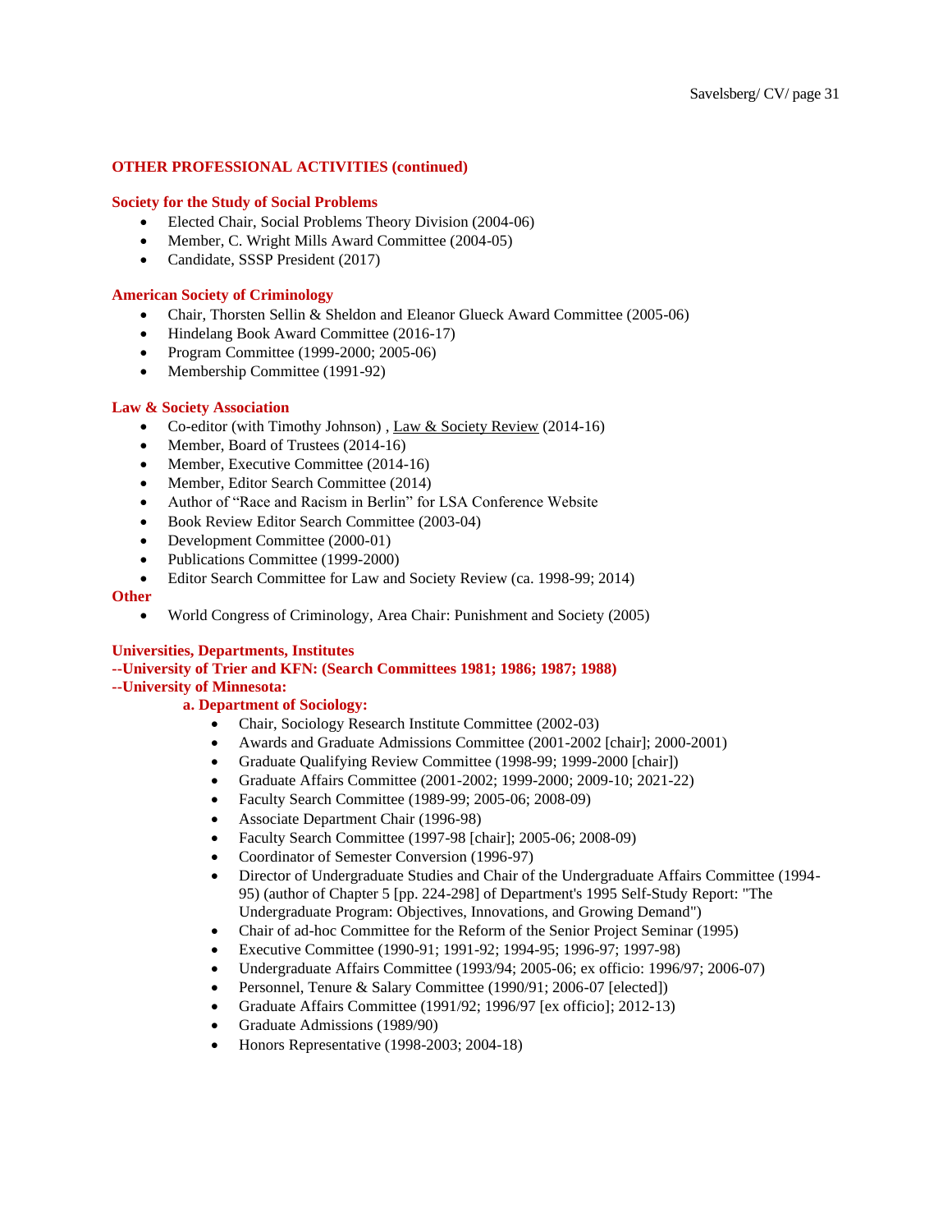## OTHER PROFESSIONAL ACTIVITIES (continued)

### Society for the Study of Social Problems

- Elected Chair, Social Problems Theory Division (2004-06)
- Member, C. Wright Mills Award Committee (2004-05)
- Candidate, SSSP President (2017)

### American Society of Criminology

- Chair, Thorsten Sellin & Sheldon and Eleanor Glueck Award Committee (2005-06)
- Hindelang Book Award Committee (2016-17)
- Program Committee (1999-2000; 2005-06)
- Membership Committee (1991-92)

### Law & Society Association

- Co-editor (with Timothy Johnson) , Law & Society Review (2014-16)
- Member, Board of Trustees (2014-16)
- Member, Executive Committee (2014-16)
- Member, Editor Search Committee (2014)
- Author of "Race and Racism in Berlin" for LSA Conference Website
- Book Review Editor Search Committee (2003-04)
- Development Committee (2000-01)
- Publications Committee (1999-2000)
- Editor Search Committee for Law and Society Review (ca. 1998-99; 2014)

### Other

- World Congress of Criminology, Area Chair: Punishment and Society (2005)

### Universities, Departments, Institutes

**--University of Trier and KFN: (Search Committees 1981; 1986; 1987; 1988)**

**--University of Minnesota:**

**a. Department of Sociology:**

- Chair, Sociology Research Institute Committee (2002-03)
- Awards and Graduate Admissions Committee (2001-2002 [chair]; 2000-2001)
- Graduate Qualifying Review Committee (1998-99; 1999-2000 [chair])
- Graduate Affairs Committee (2001-2002; 1999-2000; 2009-10; 2021-22)
- Faculty Search Committee (1989-99; 2005-06; 2008-09)
- Associate Department Chair (1996-98)
- Faculty Search Committee (1997-98 [chair]; 2005-06; 2008-09)
- Coordinator of Semester Conversion (1996-97)
- Director of Undergraduate Studies and Chair of the Undergraduate Affairs Committee (1994-95) (author of Chapter 5 [pp. 224-298] of Department's 1995 Self-Study Report: "The Undergraduate Program: Objectives, Innovations, and Growing Demand")
- Chair of ad-hoc Committee for the Reform of the Senior Project Seminar (1995)
- Executive Committee (1990-91; 1991-92; 1994-95; 1996-97; 1997-98)
- Undergraduate Affairs Committee (1993/94; 2005-06; ex officio: 1996/97; 2006-07)
- Personnel, Tenure & Salary Committee (1990/91; 2006-07 [elected])
- Graduate Affairs Committee (1991/92; 1996/97 [ex officio]; 2012-13)
- Graduate Admissions (1989/90)
- Honors Representative (1998-2003; 2004-18)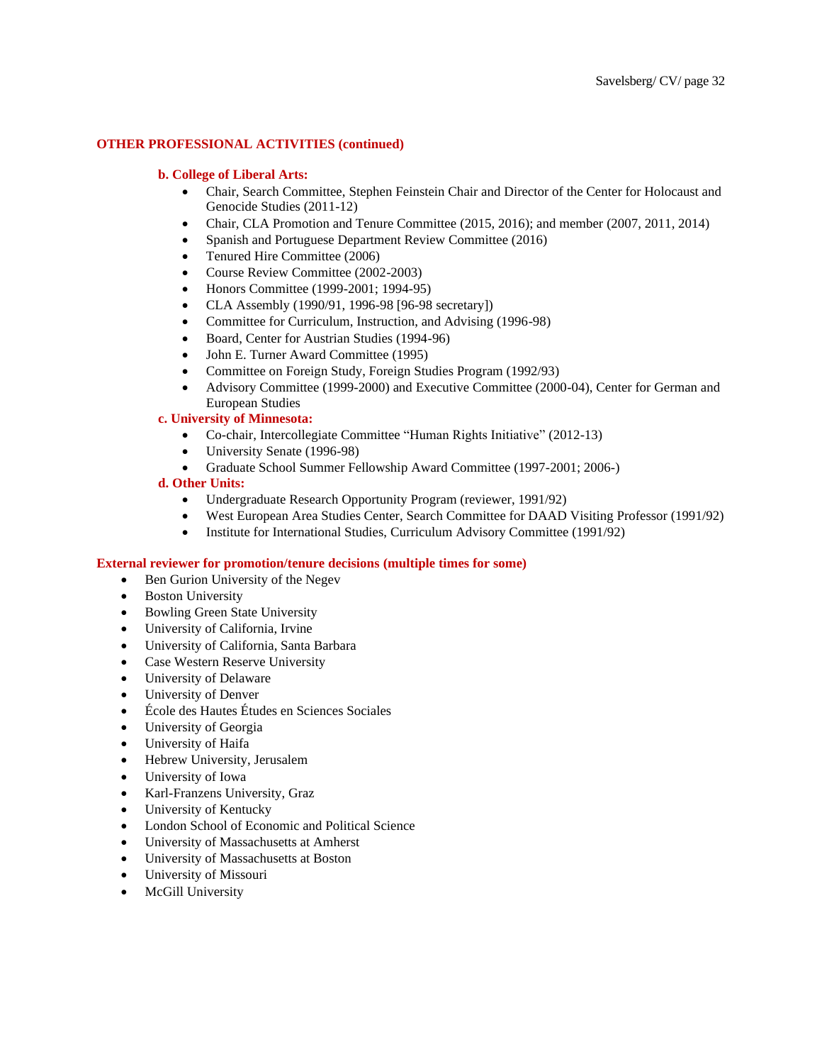## OTHER PROFESSIONAL ACTIVITIES (continued)

### b. College of Liberal Arts:

- Chair, Search Committee, Stephen Feinstein Chair and Director of the Center for Holocaust and Genocide Studies (2011-12)
- Chair, CLA Promotion and Tenure Committee (2015, 2016); and member (2007, 2011, 2014)
- Spanish and Portuguese Department Review Committee (2016)
- Tenured Hire Committee (2006)
- Course Review Committee (2002-2003)
- Honors Committee (1999-2001; 1994-95)
- CLA Assembly (1990/91, 1996-98 [96-98 secretary])
- Committee for Curriculum, Instruction, and Advising (1996-98)
- Board, Center for Austrian Studies (1994-96)
- John E. Turner Award Committee (1995)
- Committee on Foreign Study, Foreign Studies Program (1992/93)
- Advisory Committee (1999-2000) and Executive Committee (2000-04), Center for German and European Studies

### c. University of Minnesota:

- Co-chair, Intercollegiate Committee "Human Rights Initiative" (2012-13)
- University Senate (1996-98)
- Graduate School Summer Fellowship Award Committee (1997-2001; 2006-)

### d. Other Units:

- Undergraduate Research Opportunity Program (reviewer, 1991/92)
- West European Area Studies Center, Search Committee for DAAD Visiting Professor (1991/92)
- Institute for International Studies, Curriculum Advisory Committee (1991/92)

## External reviewer for promotion/tenure decisions (multiple times for some)

- Ben Gurion University of the Negev
- Boston University
- Bowling Green State University
- University of California, Irvine
- University of California, Santa Barbara
- Case Western Reserve University
- University of Delaware
- University of Denver
- École des Hautes Études en Sciences Sociales
- University of Georgia
- University of Haifa
- Hebrew University, Jerusalem
- University of Iowa
- Karl-Franzens University, Graz
- University of Kentucky
- London School of Economic and Political Science
- University of Massachusetts at Amherst
- University of Massachusetts at Boston
- University of Missouri
- McGill University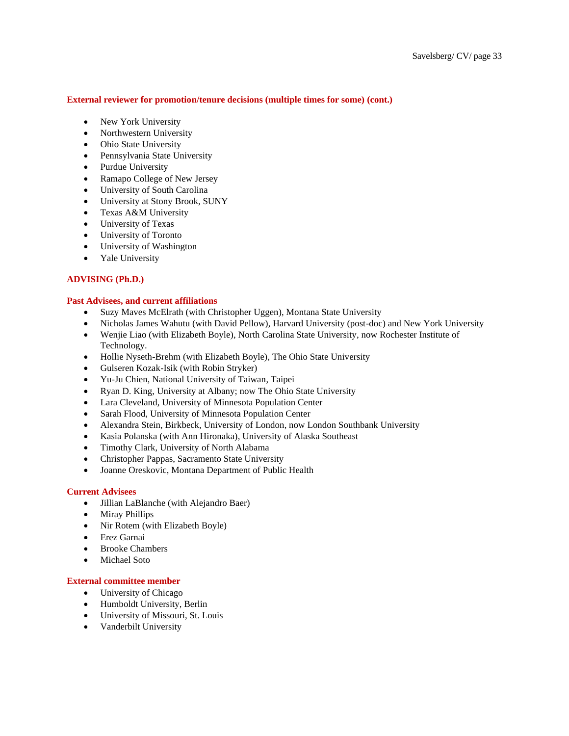**External reviewer for promotion/tenure decisions (multiple times for some) (cont.)**

- New York University
- Northwestern University
- Ohio State University
- Pennsylvania State University
- Purdue University
- Ramapo College of New Jersey
- University of South Carolina
- University at Stony Brook, SUNY
- Texas A&M University
- University of Texas
- University of Toronto
- University of Washington
- Yale University

## ADVISING (Ph.D.)

### Past Advisees, and current affiliations

- Suzy Maves McElrath (with Christopher Uggen), Montana State University
- Nicholas James Wahutu (with David Pellow), Harvard University (post-doc) and New York University
- Wenjie Liao (with Elizabeth Boyle), North Carolina State University, now Rochester Institute of Technology.
- Hollie Nyseth-Brehm (with Elizabeth Boyle), The Ohio State University
- Gulseren Kozak-Isik (with Robin Stryker)
- Yu-Ju Chien, National University of Taiwan, Taipei
- Ryan D. King, University at Albany; now The Ohio State University
- Lara Cleveland, University of Minnesota Population Center
- Sarah Flood, University of Minnesota Population Center
- Alexandra Stein, Birkbeck, University of London, now London Southbank University
- Kasia Polanska (with Ann Hironaka), University of Alaska Southeast
- Timothy Clark, University of North Alabama
- Christopher Pappas, Sacramento State University
- Joanne Oreskovic, Montana Department of Public Health

### Current Advisees

- Jillian LaBlanche (with Alejandro Baer)
- Miray Phillips
- Nir Rotem (with Elizabeth Boyle)
- Erez Garnai
- Brooke Chambers
- Michael Soto

### External committee member

- University of Chicago
- Humboldt University, Berlin
- University of Missouri, St. Louis
- Vanderbilt University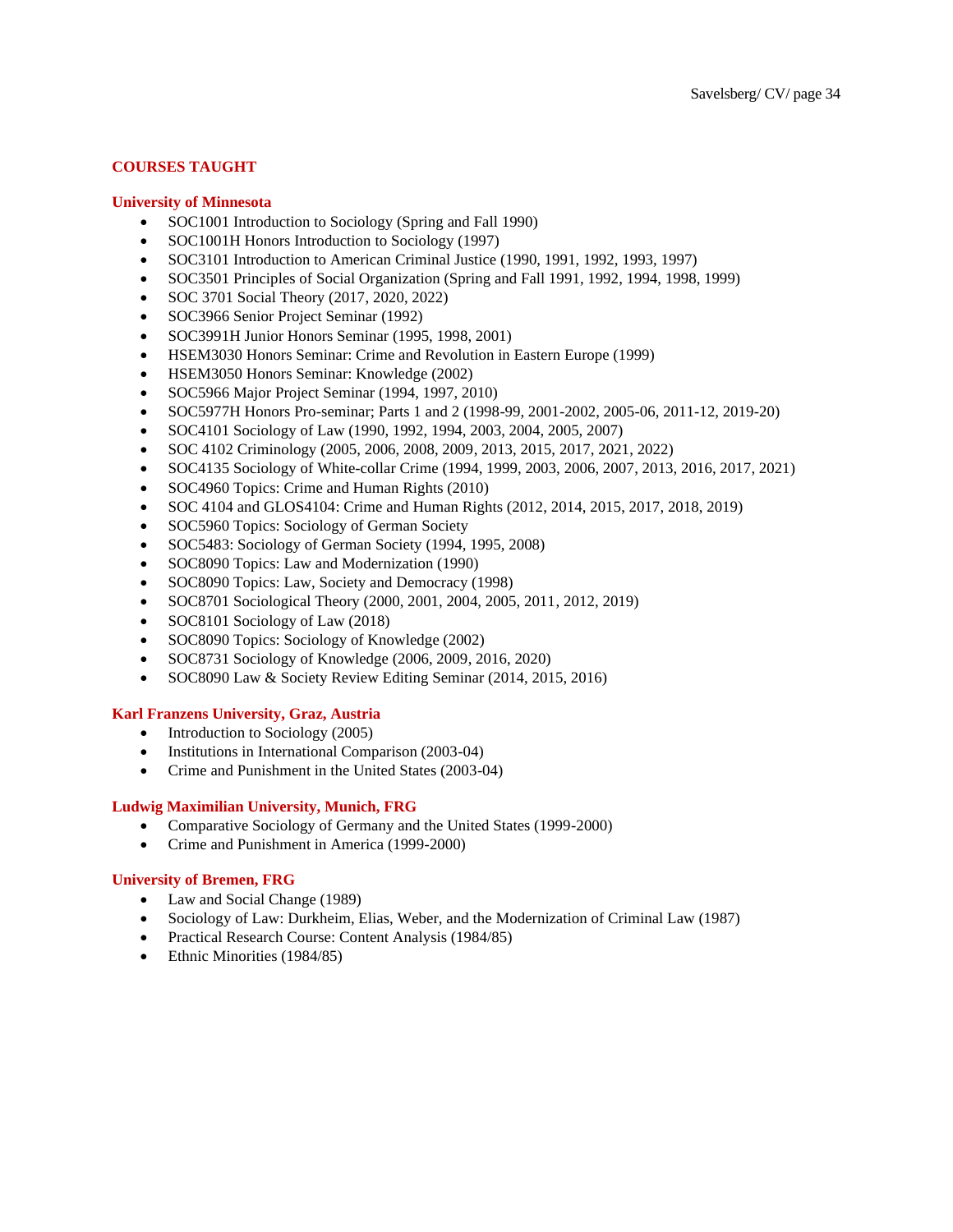## COURSES TAUGHT

### University of Minnesota

- SOC1001 Introduction to Sociology (Spring and Fall 1990)
- SOC1001H Honors Introduction to Sociology (1997)
- SOC3101 Introduction to American Criminal Justice (1990, 1991, 1992, 1993, 1997)
- SOC3501 Principles of Social Organization (Spring and Fall 1991, 1992, 1994, 1998, 1999)
- SOC 3701 Social Theory (2017, 2020, 2022)
- SOC3966 Senior Project Seminar (1992)
- SOC3991H Junior Honors Seminar (1995, 1998, 2001)
- HSEM3030 Honors Seminar: Crime and Revolution in Eastern Europe (1999)
- HSEM3050 Honors Seminar: Knowledge (2002)
- SOC5966 Major Project Seminar (1994, 1997, 2010)
- SOC5977H Honors Pro-seminar; Parts 1 and 2 (1998-99, 2001-2002, 2005-06, 2011-12, 2019-20)
- SOC4101 Sociology of Law (1990, 1992, 1994, 2003, 2004, 2005, 2007)
- SOC 4102 Criminology (2005, 2006, 2008, 2009, 2013, 2015, 2017, 2021, 2022)
- SOC4135 Sociology of White-collar Crime (1994, 1999, 2003, 2006, 2007, 2013, 2016, 2017, 2021)
- SOC4960 Topics: Crime and Human Rights (2010)
- SOC 4104 and GLOS4104: Crime and Human Rights (2012, 2014, 2015, 2017, 2018, 2019)
- SOC5960 Topics: Sociology of German Society
- SOC5483: Sociology of German Society (1994, 1995, 2008)
- SOC8090 Topics: Law and Modernization (1990)
- SOC8090 Topics: Law, Society and Democracy (1998)
- SOC8701 Sociological Theory (2000, 2001, 2004, 2005, 2011, 2012, 2019)
- SOC8101 Sociology of Law (2018)
- SOC8090 Topics: Sociology of Knowledge (2002)
- SOC8731 Sociology of Knowledge (2006, 2009, 2016, 2020)
- SOC8090 Law & Society Review Editing Seminar (2014, 2015, 2016)

### Karl Franzens University, Graz, Austria

- Introduction to Sociology (2005)
- Institutions in International Comparison (2003-04)
- Crime and Punishment in the United States (2003-04)

### Ludwig Maximilian University, Munich, FRG

- Comparative Sociology of Germany and the United States (1999-2000)
- Crime and Punishment in America (1999-2000)

### University of Bremen, FRG

- Law and Social Change (1989)
- Sociology of Law: Durkheim, Elias, Weber, and the Modernization of Criminal Law (1987)
- Practical Research Course: Content Analysis (1984/85)
- Ethnic Minorities (1984/85)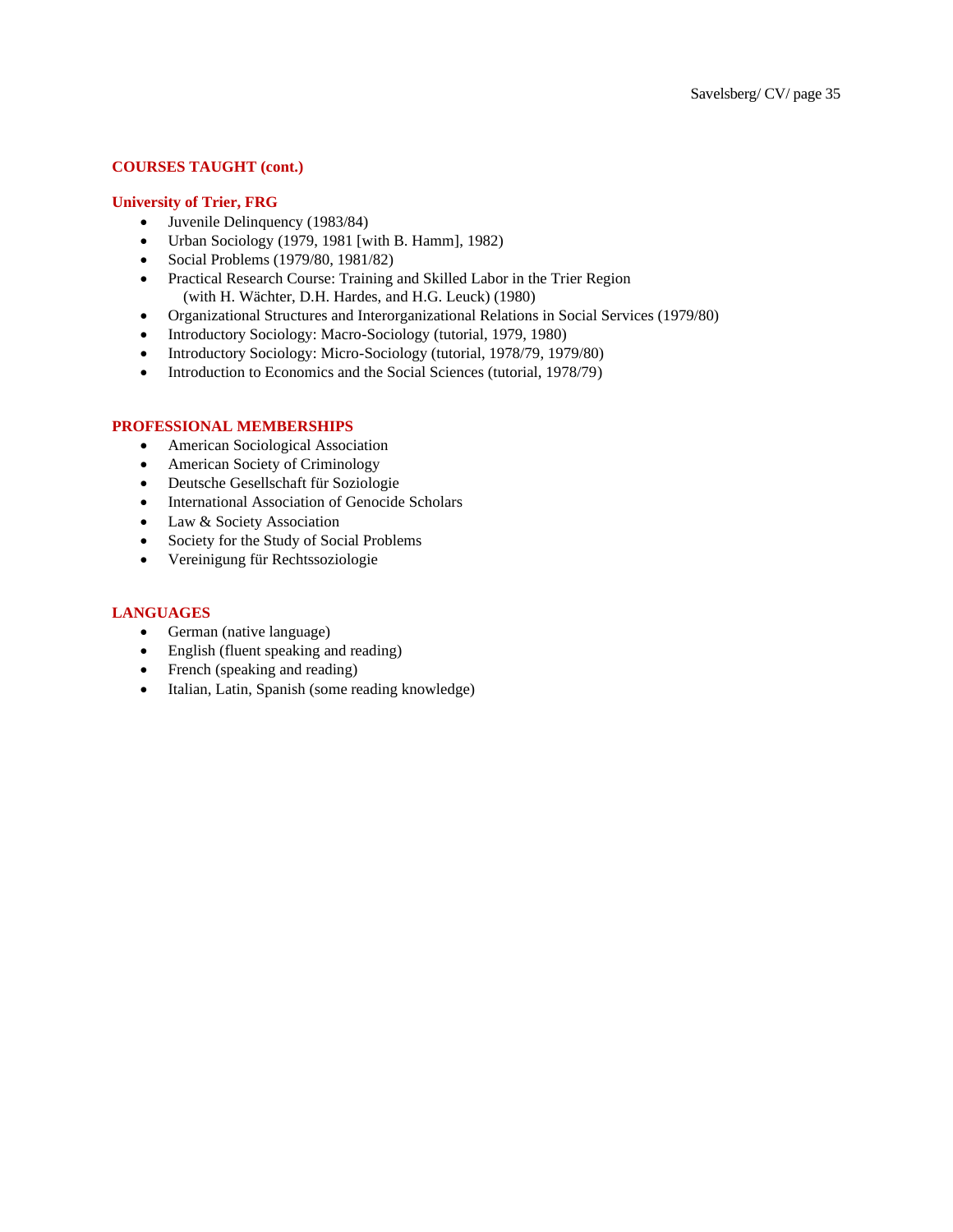## COURSES TAUGHT (cont.)

### University of Trier, FRG

- Juvenile Delinquency (1983/84)
- Urban Sociology (1979, 1981 [with B. Hamm], 1982)
- Social Problems (1979/80, 1981/82)
- Practical Research Course: Training and Skilled Labor in the Trier Region (with H. Wächter, D.H. Hardes, and H.G. Leuck) (1980)
- Organizational Structures and Interorganizational Relations in Social Services (1979/80)
- Introductory Sociology: Macro-Sociology (tutorial, 1979, 1980)
- Introductory Sociology: Micro-Sociology (tutorial, 1978/79, 1979/80)
- Introduction to Economics and the Social Sciences (tutorial, 1978/79)

## PROFESSIONAL MEMBERSHIPS

- American Sociological Association
- American Society of Criminology
- Deutsche Gesellschaft für Soziologie
- International Association of Genocide Scholars
- Law & Society Association
- Society for the Study of Social Problems
- Vereinigung für Rechtssoziologie

## LANGUAGES

- German (native language)
- English (fluent speaking and reading)
- French (speaking and reading)
- Italian, Latin, Spanish (some reading knowledge)